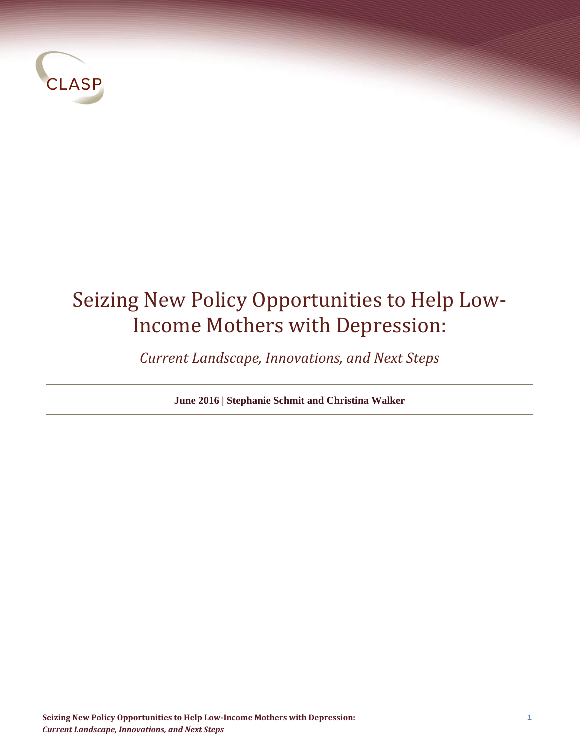CLASP

# Seizing New Policy Opportunities to Help Low-Income Mothers with Depression:

*Current Landscape, Innovations, and Next Steps*

**June 2016 | Stephanie Schmit and Christina Walker**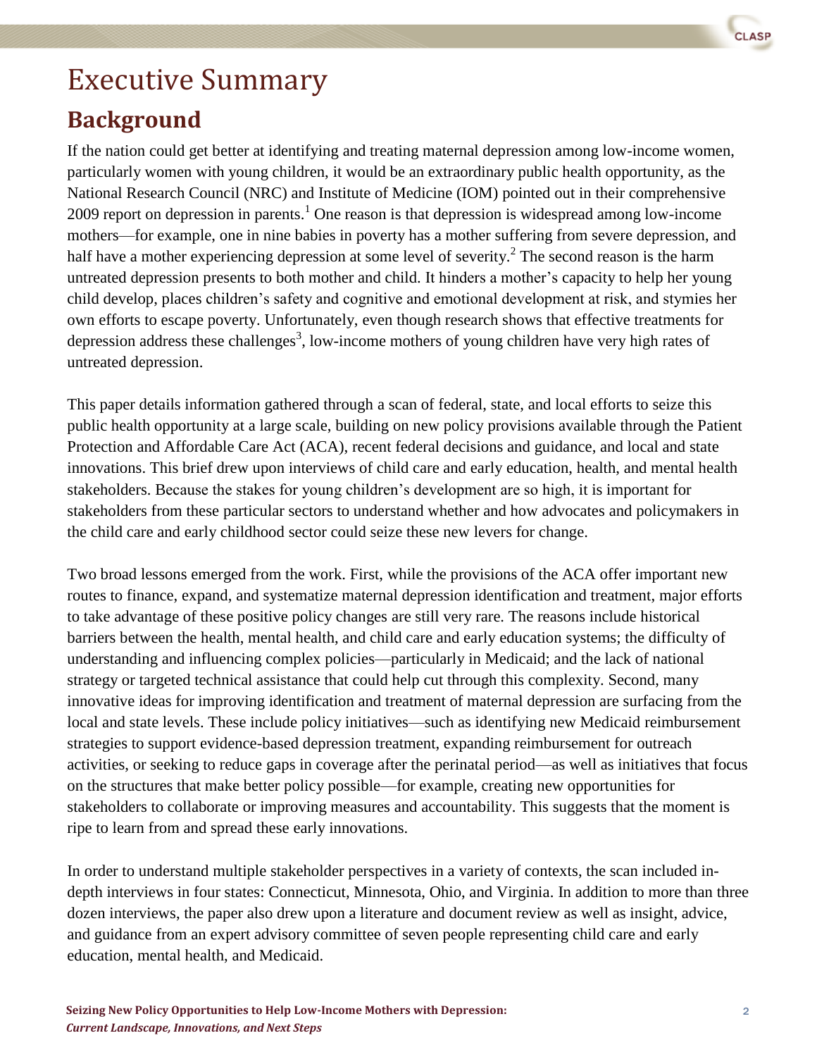# Executive Summary

## Background

If the nation could get better at identifying and treating maternal depression among low-income women, particularly women with young children, it would be an extraordinary public health opportunity, as the National Research Council (NRC) and Institute of Medicine (IOM) pointed out in their comprehensive 2009 report on depression in parents.[1] One reason is that depression is widespread among low-income mothers—for example, one in nine babies in poverty has a mother suffering from severe depression, and half have a mother experiencing depression at some level of severity.[2] The second reason is the harm untreated depression presents to both mother and child. It hinders a mother's capacity to help her young child develop, places children's safety and cognitive and emotional development at risk, and stymies her own efforts to escape poverty. Unfortunately, even though research shows that effective treatments for depression address these challenges[3], low-income mothers of young children have very high rates of untreated depression.

This paper details information gathered through a scan of federal, state, and local efforts to seize this public health opportunity at a large scale, building on new policy provisions available through the Patient Protection and Affordable Care Act (ACA), recent federal decisions and guidance, and local and state innovations. This brief drew upon interviews of child care and early education, health, and mental health stakeholders. Because the stakes for young children's development are so high, it is important for stakeholders from these particular sectors to understand whether and how advocates and policymakers in the child care and early childhood sector could seize these new levers for change.

Two broad lessons emerged from the work. First, while the provisions of the ACA offer important new routes to finance, expand, and systematize maternal depression identification and treatment, major efforts to take advantage of these positive policy changes are still very rare. The reasons include historical barriers between the health, mental health, and child care and early education systems; the difficulty of understanding and influencing complex policies—particularly in Medicaid; and the lack of national strategy or targeted technical assistance that could help cut through this complexity. Second, many innovative ideas for improving identification and treatment of maternal depression are surfacing from the local and state levels. These include policy initiatives—such as identifying new Medicaid reimbursement strategies to support evidence-based depression treatment, expanding reimbursement for outreach activities, or seeking to reduce gaps in coverage after the perinatal period—as well as initiatives that focus on the structures that make better policy possible—for example, creating new opportunities for stakeholders to collaborate or improving measures and accountability. This suggests that the moment is ripe to learn from and spread these early innovations.

In order to understand multiple stakeholder perspectives in a variety of contexts, the scan included in-depth interviews in four states: Connecticut, Minnesota, Ohio, and Virginia. In addition to more than three dozen interviews, the paper also drew upon a literature and document review as well as insight, advice, and guidance from an expert advisory committee of seven people representing child care and early education, mental health, and Medicaid.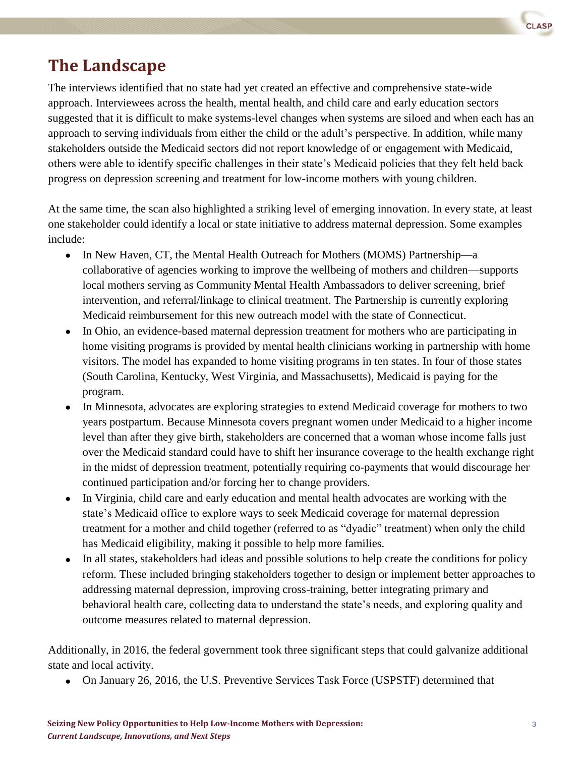## The Landscape

The interviews identified that no state had yet created an effective and comprehensive state-wide approach. Interviewees across the health, mental health, and child care and early education sectors suggested that it is difficult to make systems-level changes when systems are siloed and when each has an approach to serving individuals from either the child or the adult's perspective. In addition, while many stakeholders outside the Medicaid sectors did not report knowledge of or engagement with Medicaid, others were able to identify specific challenges in their state's Medicaid policies that they felt held back progress on depression screening and treatment for low-income mothers with young children.

At the same time, the scan also highlighted a striking level of emerging innovation. In every state, at least one stakeholder could identify a local or state initiative to address maternal depression. Some examples include:

- In New Haven, CT, the Mental Health Outreach for Mothers (MOMS) Partnership—a collaborative of agencies working to improve the wellbeing of mothers and children—supports local mothers serving as Community Mental Health Ambassadors to deliver screening, brief intervention, and referral/linkage to clinical treatment. The Partnership is currently exploring Medicaid reimbursement for this new outreach model with the state of Connecticut.
- In Ohio, an evidence-based maternal depression treatment for mothers who are participating in home visiting programs is provided by mental health clinicians working in partnership with home visitors. The model has expanded to home visiting programs in ten states. In four of those states (South Carolina, Kentucky, West Virginia, and Massachusetts), Medicaid is paying for the program.
- In Minnesota, advocates are exploring strategies to extend Medicaid coverage for mothers to two years postpartum. Because Minnesota covers pregnant women under Medicaid to a higher income level than after they give birth, stakeholders are concerned that a woman whose income falls just over the Medicaid standard could have to shift her insurance coverage to the health exchange right in the midst of depression treatment, potentially requiring co-payments that would discourage her continued participation and/or forcing her to change providers.
- In Virginia, child care and early education and mental health advocates are working with the state's Medicaid office to explore ways to seek Medicaid coverage for maternal depression treatment for a mother and child together (referred to as "dyadic" treatment) when only the child has Medicaid eligibility, making it possible to help more families.
- In all states, stakeholders had ideas and possible solutions to help create the conditions for policy reform. These included bringing stakeholders together to design or implement better approaches to addressing maternal depression, improving cross-training, better integrating primary and behavioral health care, collecting data to understand the state's needs, and exploring quality and outcome measures related to maternal depression.

Additionally, in 2016, the federal government took three significant steps that could galvanize additional state and local activity.

- On January 26, 2016, the U.S. Preventive Services Task Force (USPSTF) determined that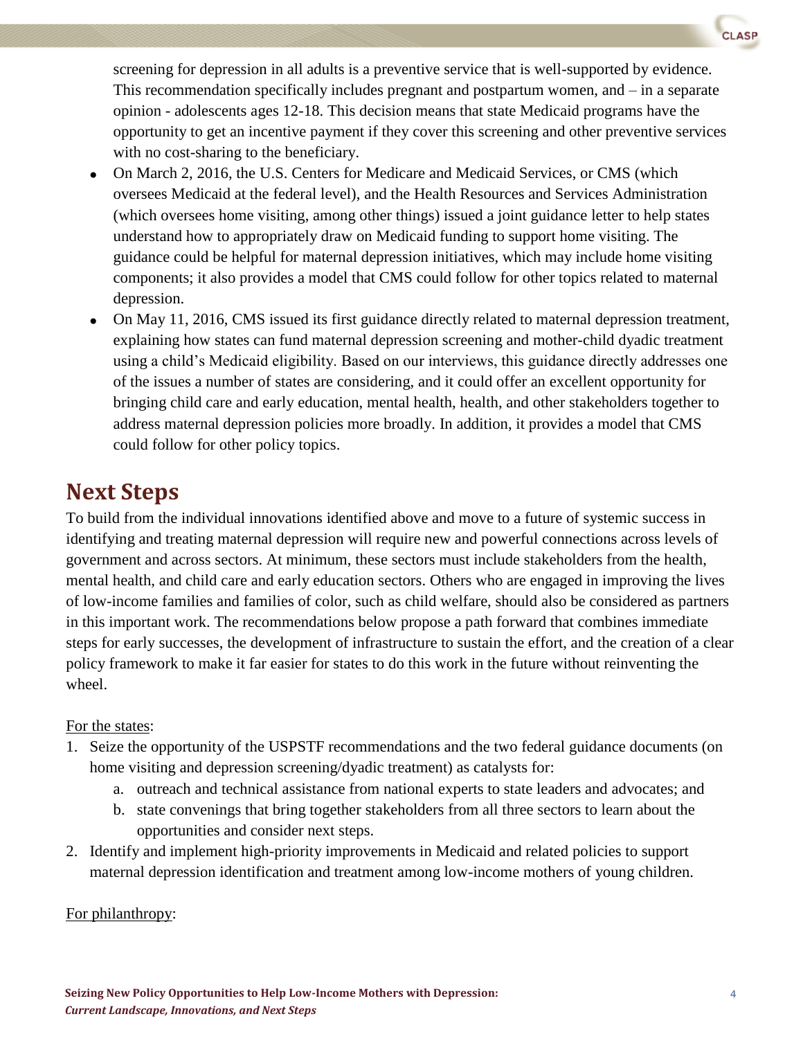screening for depression in all adults is a preventive service that is well-supported by evidence. This recommendation specifically includes pregnant and postpartum women, and – in a separate opinion - adolescents ages 12-18. This decision means that state Medicaid programs have the opportunity to get an incentive payment if they cover this screening and other preventive services with no cost-sharing to the beneficiary.

- On March 2, 2016, the U.S. Centers for Medicare and Medicaid Services, or CMS (which oversees Medicaid at the federal level), and the Health Resources and Services Administration (which oversees home visiting, among other things) issued a joint guidance letter to help states understand how to appropriately draw on Medicaid funding to support home visiting. The guidance could be helpful for maternal depression initiatives, which may include home visiting components; it also provides a model that CMS could follow for other topics related to maternal depression.
- On May 11, 2016, CMS issued its first guidance directly related to maternal depression treatment, explaining how states can fund maternal depression screening and mother-child dyadic treatment using a child's Medicaid eligibility. Based on our interviews, this guidance directly addresses one of the issues a number of states are considering, and it could offer an excellent opportunity for bringing child care and early education, mental health, health, and other stakeholders together to address maternal depression policies more broadly. In addition, it provides a model that CMS could follow for other policy topics.

## Next Steps

To build from the individual innovations identified above and move to a future of systemic success in identifying and treating maternal depression will require new and powerful connections across levels of government and across sectors. At minimum, these sectors must include stakeholders from the health, mental health, and child care and early education sectors. Others who are engaged in improving the lives of low-income families and families of color, such as child welfare, should also be considered as partners in this important work. The recommendations below propose a path forward that combines immediate steps for early successes, the development of infrastructure to sustain the effort, and the creation of a clear policy framework to make it far easier for states to do this work in the future without reinventing the wheel.

<u>For the states</u>:

1. Seize the opportunity of the USPSTF recommendations and the two federal guidance documents (on home visiting and depression screening/dyadic treatment) as catalysts for:
   a. outreach and technical assistance from national experts to state leaders and advocates; and
   b. state convenings that bring together stakeholders from all three sectors to learn about the opportunities and consider next steps.
2. Identify and implement high-priority improvements in Medicaid and related policies to support maternal depression identification and treatment among low-income mothers of young children.

<u>For philanthropy</u>: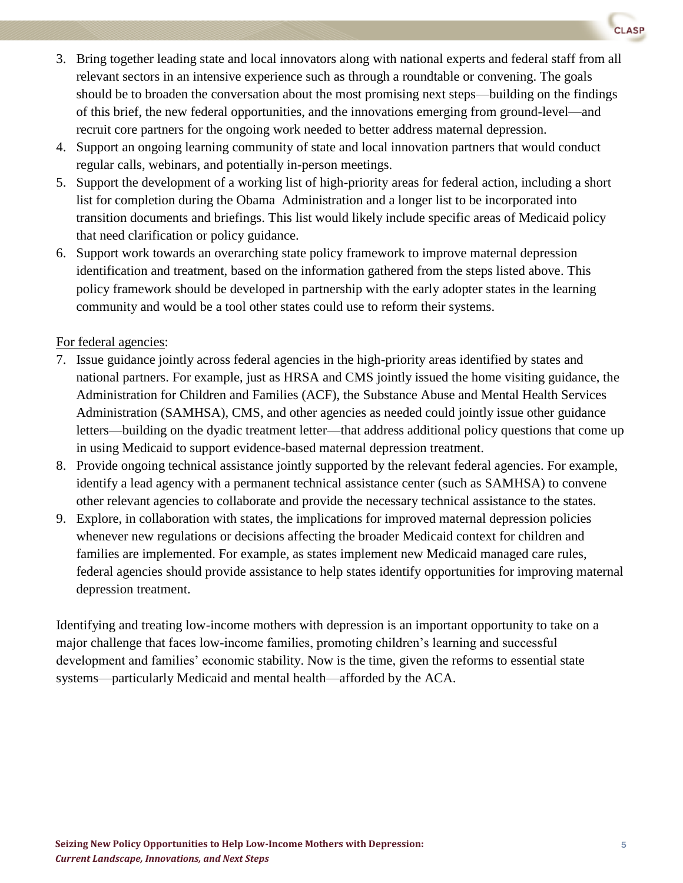3. Bring together leading state and local innovators along with national experts and federal staff from all relevant sectors in an intensive experience such as through a roundtable or convening. The goals should be to broaden the conversation about the most promising next steps—building on the findings of this brief, the new federal opportunities, and the innovations emerging from ground-level—and recruit core partners for the ongoing work needed to better address maternal depression.
4. Support an ongoing learning community of state and local innovation partners that would conduct regular calls, webinars, and potentially in-person meetings.
5. Support the development of a working list of high-priority areas for federal action, including a short list for completion during the Obama Administration and a longer list to be incorporated into transition documents and briefings. This list would likely include specific areas of Medicaid policy that need clarification or policy guidance.
6. Support work towards an overarching state policy framework to improve maternal depression identification and treatment, based on the information gathered from the steps listed above. This policy framework should be developed in partnership with the early adopter states in the learning community and would be a tool other states could use to reform their systems.

<u>For federal agencies</u>:

7. Issue guidance jointly across federal agencies in the high-priority areas identified by states and national partners. For example, just as HRSA and CMS jointly issued the home visiting guidance, the Administration for Children and Families (ACF), the Substance Abuse and Mental Health Services Administration (SAMHSA), CMS, and other agencies as needed could jointly issue other guidance letters—building on the dyadic treatment letter—that address additional policy questions that come up in using Medicaid to support evidence-based maternal depression treatment.
8. Provide ongoing technical assistance jointly supported by the relevant federal agencies. For example, identify a lead agency with a permanent technical assistance center (such as SAMHSA) to convene other relevant agencies to collaborate and provide the necessary technical assistance to the states.
9. Explore, in collaboration with states, the implications for improved maternal depression policies whenever new regulations or decisions affecting the broader Medicaid context for children and families are implemented. For example, as states implement new Medicaid managed care rules, federal agencies should provide assistance to help states identify opportunities for improving maternal depression treatment.

Identifying and treating low-income mothers with depression is an important opportunity to take on a major challenge that faces low-income families, promoting children's learning and successful development and families' economic stability. Now is the time, given the reforms to essential state systems—particularly Medicaid and mental health—afforded by the ACA.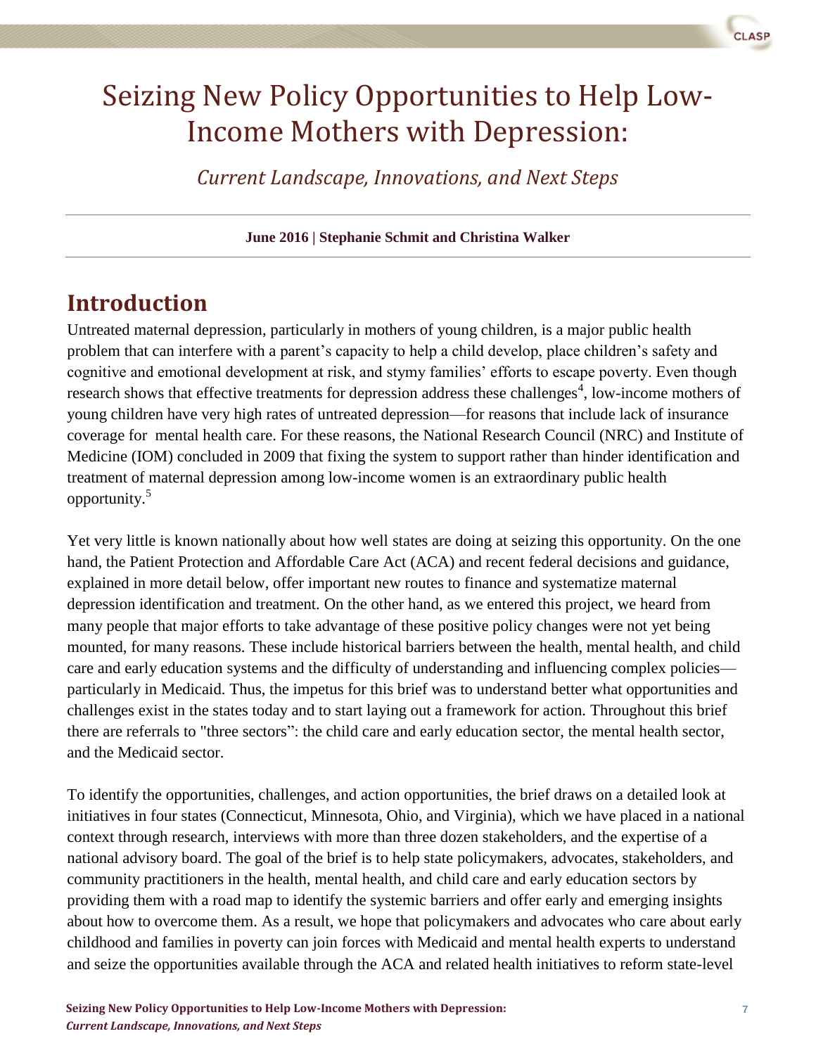# Seizing New Policy Opportunities to Help Low-Income Mothers with Depression:

*Current Landscape, Innovations, and Next Steps*

**June 2016 | Stephanie Schmit and Christina Walker**

## Introduction

Untreated maternal depression, particularly in mothers of young children, is a major public health problem that can interfere with a parent's capacity to help a child develop, place children's safety and cognitive and emotional development at risk, and stymy families' efforts to escape poverty. Even though research shows that effective treatments for depression address these challenges[4], low-income mothers of young children have very high rates of untreated depression—for reasons that include lack of insurance coverage for mental health care. For these reasons, the National Research Council (NRC) and Institute of Medicine (IOM) concluded in 2009 that fixing the system to support rather than hinder identification and treatment of maternal depression among low-income women is an extraordinary public health opportunity.[5]

Yet very little is known nationally about how well states are doing at seizing this opportunity. On the one hand, the Patient Protection and Affordable Care Act (ACA) and recent federal decisions and guidance, explained in more detail below, offer important new routes to finance and systematize maternal depression identification and treatment. On the other hand, as we entered this project, we heard from many people that major efforts to take advantage of these positive policy changes were not yet being mounted, for many reasons. These include historical barriers between the health, mental health, and child care and early education systems and the difficulty of understanding and influencing complex policies—particularly in Medicaid. Thus, the impetus for this brief was to understand better what opportunities and challenges exist in the states today and to start laying out a framework for action. Throughout this brief there are referrals to "three sectors": the child care and early education sector, the mental health sector, and the Medicaid sector.

To identify the opportunities, challenges, and action opportunities, the brief draws on a detailed look at initiatives in four states (Connecticut, Minnesota, Ohio, and Virginia), which we have placed in a national context through research, interviews with more than three dozen stakeholders, and the expertise of a national advisory board. The goal of the brief is to help state policymakers, advocates, stakeholders, and community practitioners in the health, mental health, and child care and early education sectors by providing them with a road map to identify the systemic barriers and offer early and emerging insights about how to overcome them. As a result, we hope that policymakers and advocates who care about early childhood and families in poverty can join forces with Medicaid and mental health experts to understand and seize the opportunities available through the ACA and related health initiatives to reform state-level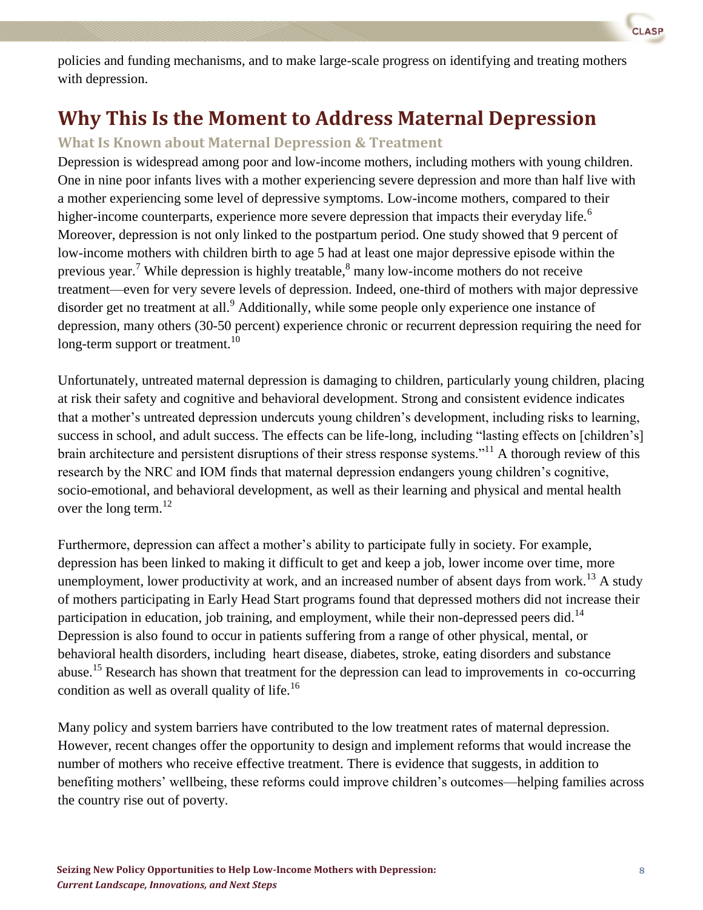policies and funding mechanisms, and to make large-scale progress on identifying and treating mothers with depression.

## Why This Is the Moment to Address Maternal Depression

### What Is Known about Maternal Depression & Treatment

Depression is widespread among poor and low-income mothers, including mothers with young children. One in nine poor infants lives with a mother experiencing severe depression and more than half live with a mother experiencing some level of depressive symptoms. Low-income mothers, compared to their higher-income counterparts, experience more severe depression that impacts their everyday life.[6] Moreover, depression is not only linked to the postpartum period. One study showed that 9 percent of low-income mothers with children birth to age 5 had at least one major depressive episode within the previous year.[7] While depression is highly treatable,[8] many low-income mothers do not receive treatment—even for very severe levels of depression. Indeed, one-third of mothers with major depressive disorder get no treatment at all.[9] Additionally, while some people only experience one instance of depression, many others (30-50 percent) experience chronic or recurrent depression requiring the need for long-term support or treatment.[10]

Unfortunately, untreated maternal depression is damaging to children, particularly young children, placing at risk their safety and cognitive and behavioral development. Strong and consistent evidence indicates that a mother's untreated depression undercuts young children's development, including risks to learning, success in school, and adult success. The effects can be life-long, including "lasting effects on [children's] brain architecture and persistent disruptions of their stress response systems."[11] A thorough review of this research by the NRC and IOM finds that maternal depression endangers young children's cognitive, socio-emotional, and behavioral development, as well as their learning and physical and mental health over the long term.[12]

Furthermore, depression can affect a mother's ability to participate fully in society. For example, depression has been linked to making it difficult to get and keep a job, lower income over time, more unemployment, lower productivity at work, and an increased number of absent days from work.[13] A study of mothers participating in Early Head Start programs found that depressed mothers did not increase their participation in education, job training, and employment, while their non-depressed peers did.[14] Depression is also found to occur in patients suffering from a range of other physical, mental, or behavioral health disorders, including heart disease, diabetes, stroke, eating disorders and substance abuse.[15] Research has shown that treatment for the depression can lead to improvements in co-occurring condition as well as overall quality of life.[16]

Many policy and system barriers have contributed to the low treatment rates of maternal depression. However, recent changes offer the opportunity to design and implement reforms that would increase the number of mothers who receive effective treatment. There is evidence that suggests, in addition to benefiting mothers' wellbeing, these reforms could improve children's outcomes—helping families across the country rise out of poverty.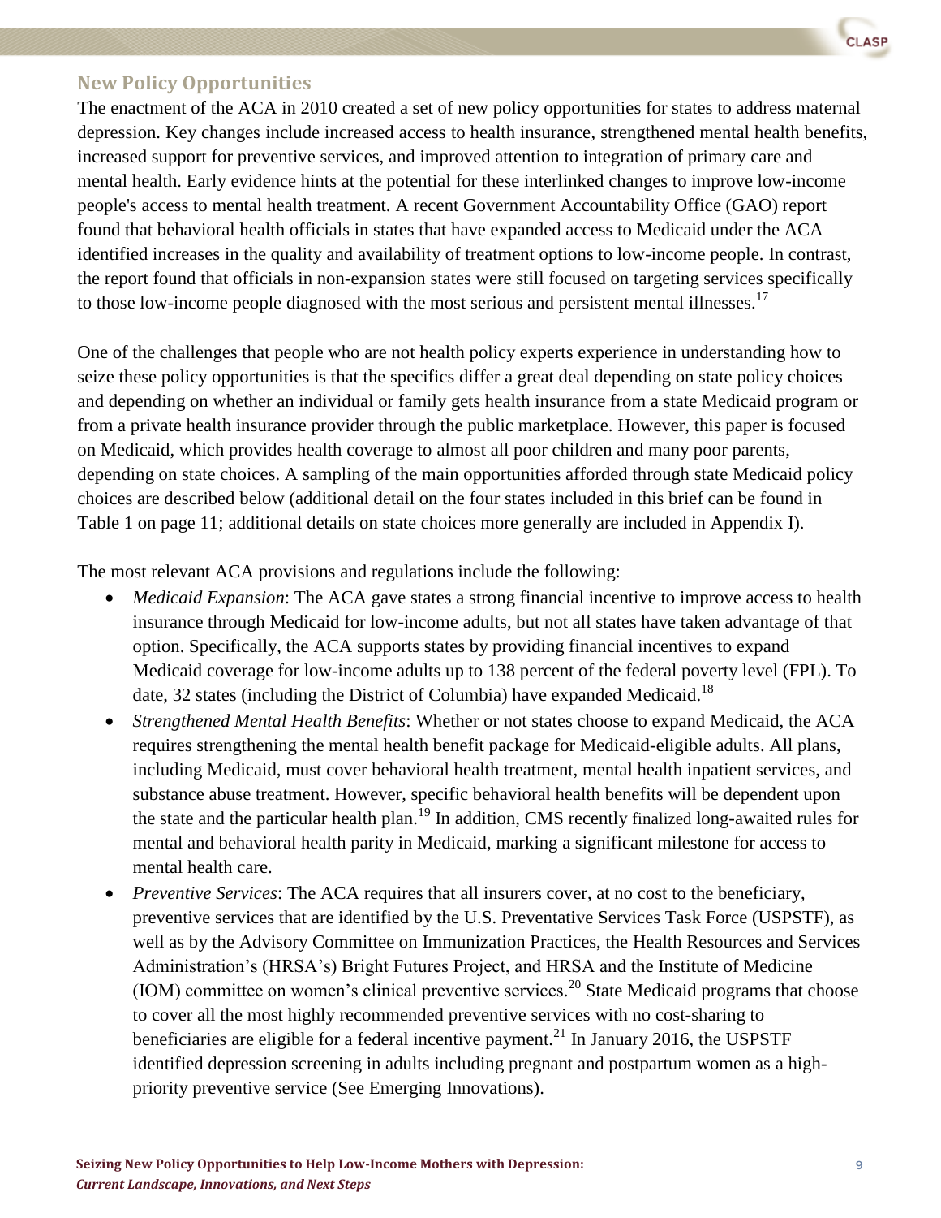## New Policy Opportunities

The enactment of the ACA in 2010 created a set of new policy opportunities for states to address maternal depression. Key changes include increased access to health insurance, strengthened mental health benefits, increased support for preventive services, and improved attention to integration of primary care and mental health. Early evidence hints at the potential for these interlinked changes to improve low-income people's access to mental health treatment. A recent Government Accountability Office (GAO) report found that behavioral health officials in states that have expanded access to Medicaid under the ACA identified increases in the quality and availability of treatment options to low-income people. In contrast, the report found that officials in non-expansion states were still focused on targeting services specifically to those low-income people diagnosed with the most serious and persistent mental illnesses.[17]

One of the challenges that people who are not health policy experts experience in understanding how to seize these policy opportunities is that the specifics differ a great deal depending on state policy choices and depending on whether an individual or family gets health insurance from a state Medicaid program or from a private health insurance provider through the public marketplace. However, this paper is focused on Medicaid, which provides health coverage to almost all poor children and many poor parents, depending on state choices. A sampling of the main opportunities afforded through state Medicaid policy choices are described below (additional detail on the four states included in this brief can be found in Table 1 on page 11; additional details on state choices more generally are included in Appendix I).

The most relevant ACA provisions and regulations include the following:

- *Medicaid Expansion*: The ACA gave states a strong financial incentive to improve access to health insurance through Medicaid for low-income adults, but not all states have taken advantage of that option. Specifically, the ACA supports states by providing financial incentives to expand Medicaid coverage for low-income adults up to 138 percent of the federal poverty level (FPL). To date, 32 states (including the District of Columbia) have expanded Medicaid.[18]
- *Strengthened Mental Health Benefits*: Whether or not states choose to expand Medicaid, the ACA requires strengthening the mental health benefit package for Medicaid-eligible adults. All plans, including Medicaid, must cover behavioral health treatment, mental health inpatient services, and substance abuse treatment. However, specific behavioral health benefits will be dependent upon the state and the particular health plan.[19] In addition, CMS recently finalized long-awaited rules for mental and behavioral health parity in Medicaid, marking a significant milestone for access to mental health care.
- *Preventive Services*: The ACA requires that all insurers cover, at no cost to the beneficiary, preventive services that are identified by the U.S. Preventative Services Task Force (USPSTF), as well as by the Advisory Committee on Immunization Practices, the Health Resources and Services Administration's (HRSA's) Bright Futures Project, and HRSA and the Institute of Medicine (IOM) committee on women's clinical preventive services.[20] State Medicaid programs that choose to cover all the most highly recommended preventive services with no cost-sharing to beneficiaries are eligible for a federal incentive payment.[21] In January 2016, the USPSTF identified depression screening in adults including pregnant and postpartum women as a high-priority preventive service (See Emerging Innovations).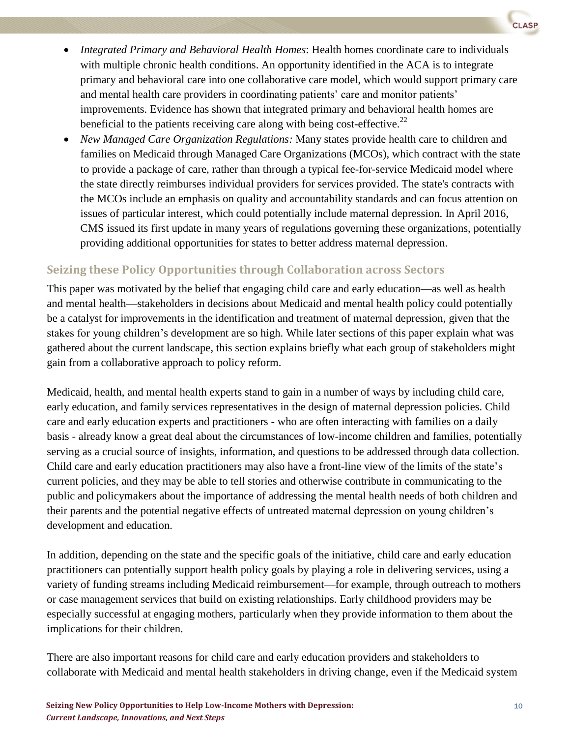- *Integrated Primary and Behavioral Health Homes*: Health homes coordinate care to individuals with multiple chronic health conditions. An opportunity identified in the ACA is to integrate primary and behavioral care into one collaborative care model, which would support primary care and mental health care providers in coordinating patients' care and monitor patients' improvements. Evidence has shown that integrated primary and behavioral health homes are beneficial to the patients receiving care along with being cost-effective.[22]
- *New Managed Care Organization Regulations:* Many states provide health care to children and families on Medicaid through Managed Care Organizations (MCOs), which contract with the state to provide a package of care, rather than through a typical fee-for-service Medicaid model where the state directly reimburses individual providers for services provided. The state's contracts with the MCOs include an emphasis on quality and accountability standards and can focus attention on issues of particular interest, which could potentially include maternal depression. In April 2016, CMS issued its first update in many years of regulations governing these organizations, potentially providing additional opportunities for states to better address maternal depression.

## Seizing these Policy Opportunities through Collaboration across Sectors

This paper was motivated by the belief that engaging child care and early education—as well as health and mental health—stakeholders in decisions about Medicaid and mental health policy could potentially be a catalyst for improvements in the identification and treatment of maternal depression, given that the stakes for young children's development are so high. While later sections of this paper explain what was gathered about the current landscape, this section explains briefly what each group of stakeholders might gain from a collaborative approach to policy reform.

Medicaid, health, and mental health experts stand to gain in a number of ways by including child care, early education, and family services representatives in the design of maternal depression policies. Child care and early education experts and practitioners - who are often interacting with families on a daily basis - already know a great deal about the circumstances of low-income children and families, potentially serving as a crucial source of insights, information, and questions to be addressed through data collection. Child care and early education practitioners may also have a front-line view of the limits of the state's current policies, and they may be able to tell stories and otherwise contribute in communicating to the public and policymakers about the importance of addressing the mental health needs of both children and their parents and the potential negative effects of untreated maternal depression on young children's development and education.

In addition, depending on the state and the specific goals of the initiative, child care and early education practitioners can potentially support health policy goals by playing a role in delivering services, using a variety of funding streams including Medicaid reimbursement—for example, through outreach to mothers or case management services that build on existing relationships. Early childhood providers may be especially successful at engaging mothers, particularly when they provide information to them about the implications for their children.

There are also important reasons for child care and early education providers and stakeholders to collaborate with Medicaid and mental health stakeholders in driving change, even if the Medicaid system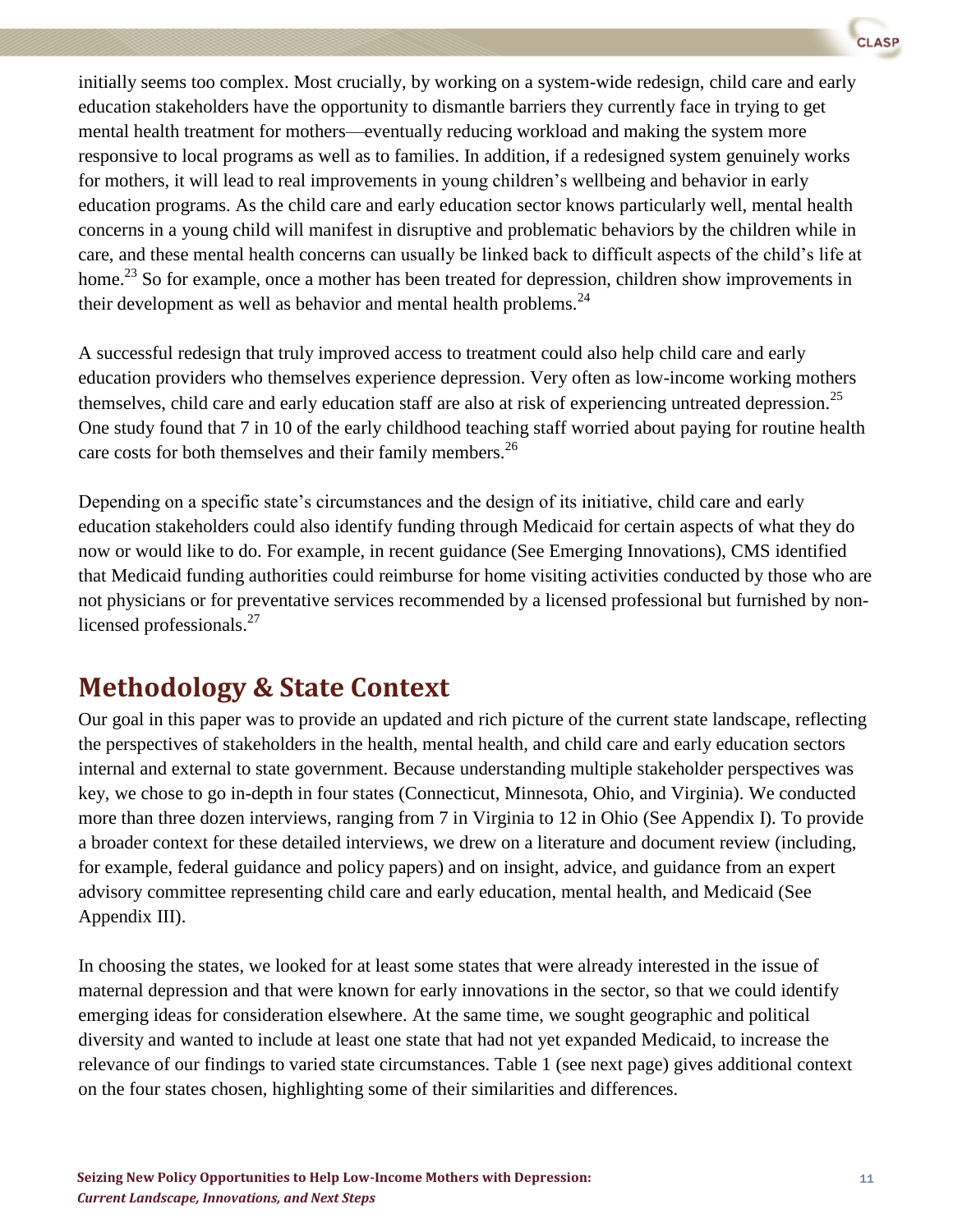initially seems too complex. Most crucially, by working on a system-wide redesign, child care and early education stakeholders have the opportunity to dismantle barriers they currently face in trying to get mental health treatment for mothers—eventually reducing workload and making the system more responsive to local programs as well as to families. In addition, if a redesigned system genuinely works for mothers, it will lead to real improvements in young children's wellbeing and behavior in early education programs. As the child care and early education sector knows particularly well, mental health concerns in a young child will manifest in disruptive and problematic behaviors by the children while in care, and these mental health concerns can usually be linked back to difficult aspects of the child's life at home.[23] So for example, once a mother has been treated for depression, children show improvements in their development as well as behavior and mental health problems.[24]

A successful redesign that truly improved access to treatment could also help child care and early education providers who themselves experience depression. Very often as low-income working mothers themselves, child care and early education staff are also at risk of experiencing untreated depression.[25] One study found that 7 in 10 of the early childhood teaching staff worried about paying for routine health care costs for both themselves and their family members.[26]

Depending on a specific state's circumstances and the design of its initiative, child care and early education stakeholders could also identify funding through Medicaid for certain aspects of what they do now or would like to do. For example, in recent guidance (See Emerging Innovations), CMS identified that Medicaid funding authorities could reimburse for home visiting activities conducted by those who are not physicians or for preventative services recommended by a licensed professional but furnished by non-licensed professionals.[27]

## Methodology & State Context

Our goal in this paper was to provide an updated and rich picture of the current state landscape, reflecting the perspectives of stakeholders in the health, mental health, and child care and early education sectors internal and external to state government. Because understanding multiple stakeholder perspectives was key, we chose to go in-depth in four states (Connecticut, Minnesota, Ohio, and Virginia). We conducted more than three dozen interviews, ranging from 7 in Virginia to 12 in Ohio (See Appendix I). To provide a broader context for these detailed interviews, we drew on a literature and document review (including, for example, federal guidance and policy papers) and on insight, advice, and guidance from an expert advisory committee representing child care and early education, mental health, and Medicaid (See Appendix III).

In choosing the states, we looked for at least some states that were already interested in the issue of maternal depression and that were known for early innovations in the sector, so that we could identify emerging ideas for consideration elsewhere. At the same time, we sought geographic and political diversity and wanted to include at least one state that had not yet expanded Medicaid, to increase the relevance of our findings to varied state circumstances. Table 1 (see next page) gives additional context on the four states chosen, highlighting some of their similarities and differences.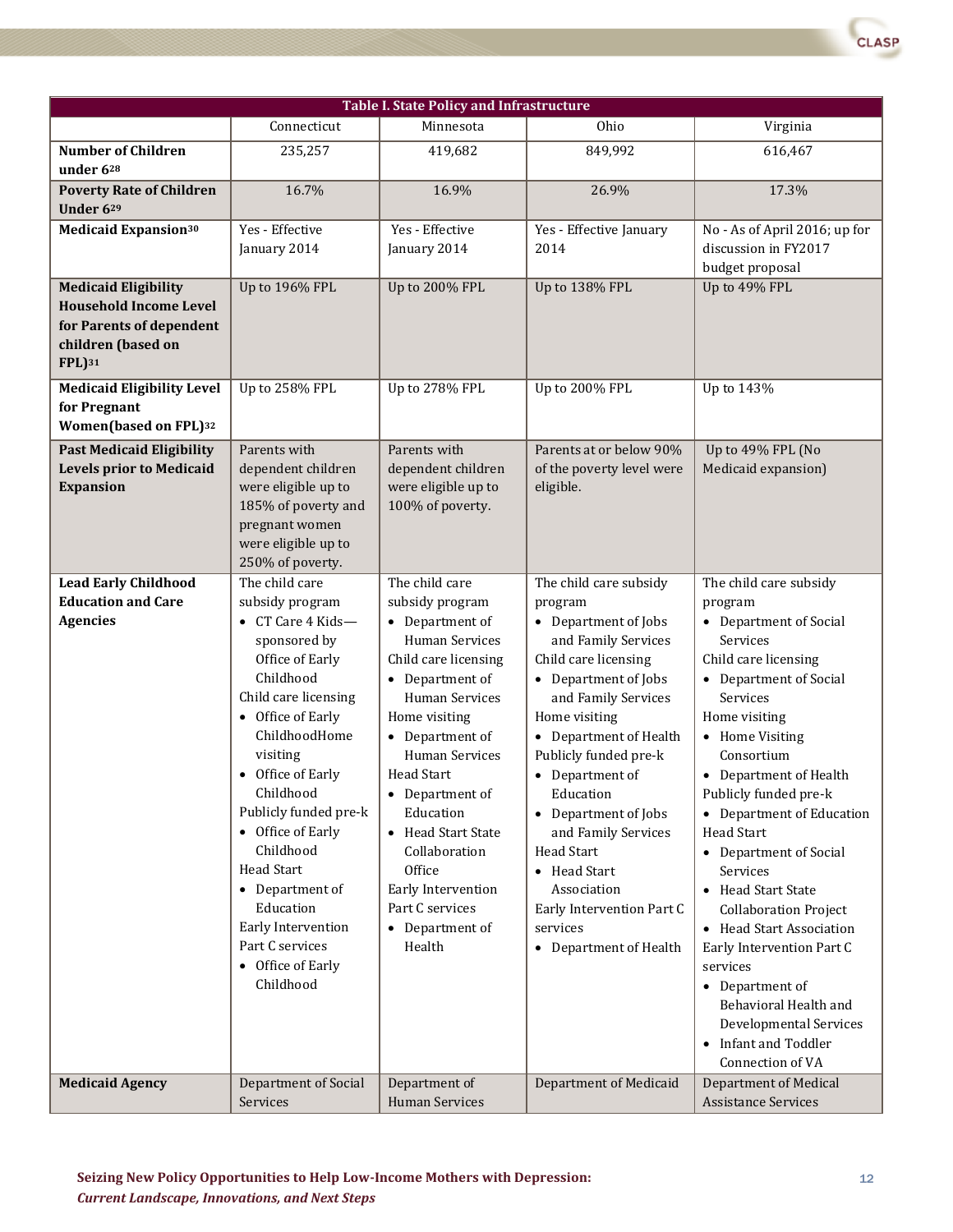**Table I. State Policy and Infrastructure**

| | Connecticut | Minnesota | Ohio | Virginia |
|---|---|---|---|---|
| **Number of Children under 6**[28] | 235,257 | 419,682 | 849,992 | 616,467 |
| **Poverty Rate of Children Under 6**[29] | 16.7% | 16.9% | 26.9% | 17.3% |
| **Medicaid Expansion**[30] | Yes - Effective January 2014 | Yes - Effective January 2014 | Yes - Effective January 2014 | No - As of April 2016; up for discussion in FY2017 budget proposal |
| **Medicaid Eligibility Household Income Level for Parents of dependent children (based on FPL)**[31] | Up to 196% FPL | Up to 200% FPL | Up to 138% FPL | Up to 49% FPL |
| **Medicaid Eligibility Level for Pregnant Women(based on FPL)**[32] | Up to 258% FPL | Up to 278% FPL | Up to 200% FPL | Up to 143% |
| **Past Medicaid Eligibility Levels prior to Medicaid Expansion** | Parents with dependent children were eligible up to 185% of poverty and pregnant women were eligible up to 250% of poverty. | Parents with dependent children were eligible up to 100% of poverty. | Parents at or below 90% of the poverty level were eligible. | Up to 49% FPL (No Medicaid expansion) |
| **Lead Early Childhood Education and Care Agencies** | The child care subsidy program<br>• CT Care 4 Kids—sponsored by Office of Early Childhood<br>Child care licensing<br>• Office of Early ChildhoodHome visiting<br>• Office of Early Childhood<br>Publicly funded pre-k<br>• Office of Early Childhood<br>Head Start<br>• Department of Education<br>Early Intervention Part C services<br>• Office of Early Childhood | The child care subsidy program<br>• Department of Human Services<br>Child care licensing<br>• Department of Human Services<br>Home visiting<br>• Department of Human Services<br>Head Start<br>• Department of Education<br>• Head Start State Collaboration Office<br>Early Intervention Part C services<br>• Department of Health | The child care subsidy program<br>• Department of Jobs and Family Services<br>Child care licensing<br>• Department of Jobs and Family Services<br>Home visiting<br>• Department of Health<br>Publicly funded pre-k<br>• Department of Education<br>• Department of Jobs and Family Services<br>Head Start<br>• Head Start Association<br>Early Intervention Part C services<br>• Department of Health | The child care subsidy program<br>• Department of Social Services<br>Child care licensing<br>• Department of Social Services<br>Home visiting<br>• Home Visiting Consortium<br>• Department of Health<br>Publicly funded pre-k<br>• Department of Education<br>Head Start<br>• Department of Social Services<br>• Head Start State Collaboration Project<br>• Head Start Association<br>Early Intervention Part C services<br>• Department of Behavioral Health and Developmental Services<br>• Infant and Toddler Connection of VA |
| **Medicaid Agency** | Department of Social Services | Department of Human Services | Department of Medicaid | Department of Medical Assistance Services |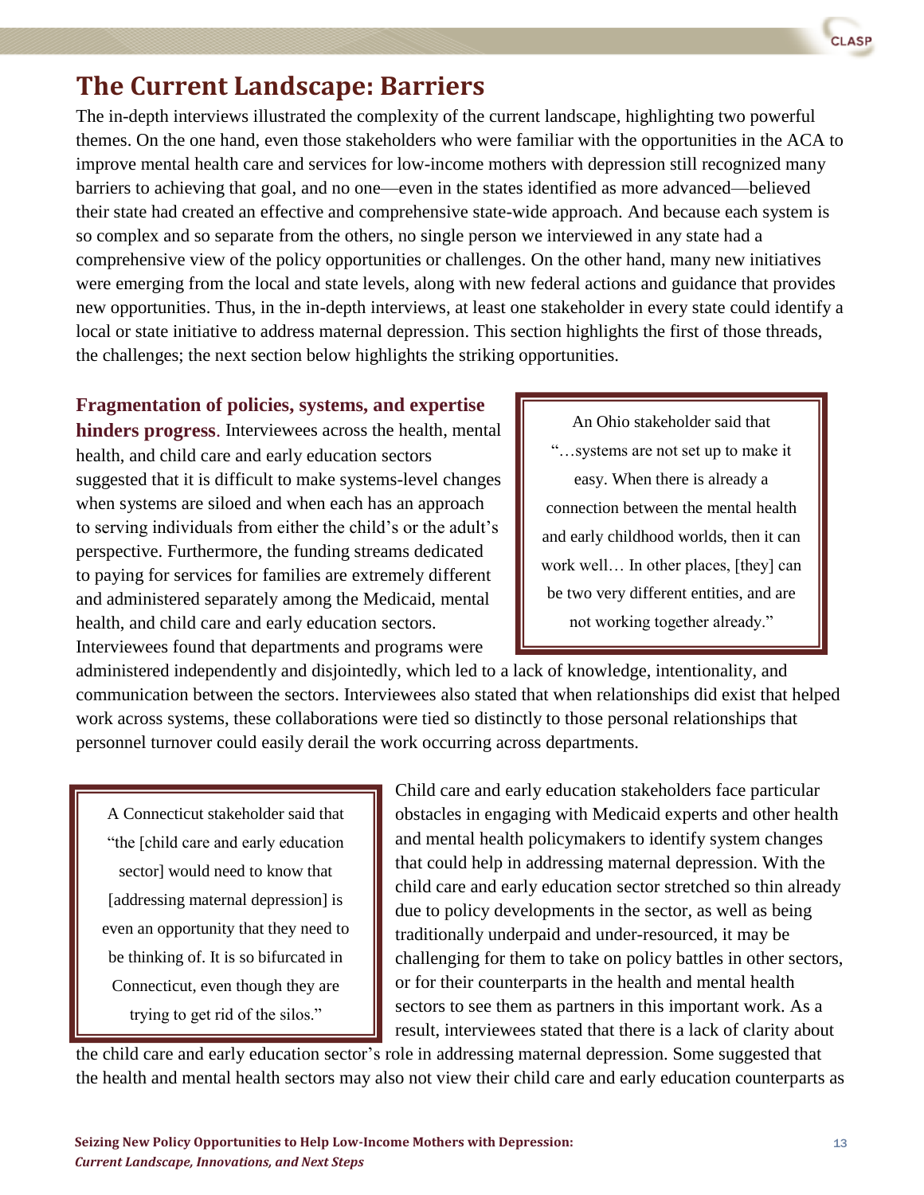## The Current Landscape: Barriers

The in-depth interviews illustrated the complexity of the current landscape, highlighting two powerful themes. On the one hand, even those stakeholders who were familiar with the opportunities in the ACA to improve mental health care and services for low-income mothers with depression still recognized many barriers to achieving that goal, and no one—even in the states identified as more advanced—believed their state had created an effective and comprehensive state-wide approach. And because each system is so complex and so separate from the others, no single person we interviewed in any state had a comprehensive view of the policy opportunities or challenges. On the other hand, many new initiatives were emerging from the local and state levels, along with new federal actions and guidance that provides new opportunities. Thus, in the in-depth interviews, at least one stakeholder in every state could identify a local or state initiative to address maternal depression. This section highlights the first of those threads, the challenges; the next section below highlights the striking opportunities.

**Fragmentation of policies, systems, and expertise hinders progress**. Interviewees across the health, mental health, and child care and early education sectors suggested that it is difficult to make systems-level changes when systems are siloed and when each has an approach to serving individuals from either the child's or the adult's perspective. Furthermore, the funding streams dedicated to paying for services for families are extremely different and administered separately among the Medicaid, mental health, and child care and early education sectors. Interviewees found that departments and programs were administered independently and disjointedly, which led to a lack of knowledge, intentionality, and communication between the sectors. Interviewees also stated that when relationships did exist that helped work across systems, these collaborations were tied so distinctly to those personal relationships that personnel turnover could easily derail the work occurring across departments.

> An Ohio stakeholder said that "…systems are not set up to make it easy. When there is already a connection between the mental health and early childhood worlds, then it can work well… In other places, [they] can be two very different entities, and are not working together already."

> A Connecticut stakeholder said that "the [child care and early education sector] would need to know that [addressing maternal depression] is even an opportunity that they need to be thinking of. It is so bifurcated in Connecticut, even though they are trying to get rid of the silos."

Child care and early education stakeholders face particular obstacles in engaging with Medicaid experts and other health and mental health policymakers to identify system changes that could help in addressing maternal depression. With the child care and early education sector stretched so thin already due to policy developments in the sector, as well as being traditionally underpaid and under-resourced, it may be challenging for them to take on policy battles in other sectors, or for their counterparts in the health and mental health sectors to see them as partners in this important work. As a result, interviewees stated that there is a lack of clarity about the child care and early education sector's role in addressing maternal depression. Some suggested that the health and mental health sectors may also not view their child care and early education counterparts as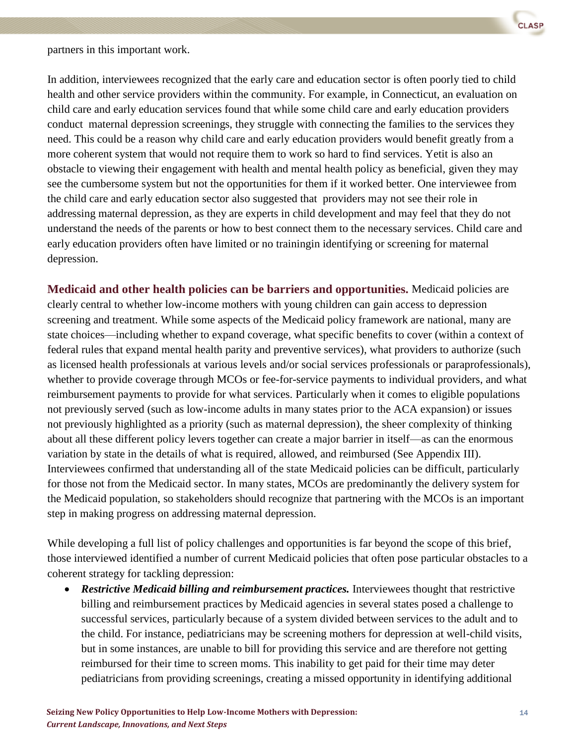partners in this important work.

In addition, interviewees recognized that the early care and education sector is often poorly tied to child health and other service providers within the community. For example, in Connecticut, an evaluation on child care and early education services found that while some child care and early education providers conduct maternal depression screenings, they struggle with connecting the families to the services they need. This could be a reason why child care and early education providers would benefit greatly from a more coherent system that would not require them to work so hard to find services. Yetit is also an obstacle to viewing their engagement with health and mental health policy as beneficial, given they may see the cumbersome system but not the opportunities for them if it worked better. One interviewee from the child care and early education sector also suggested that providers may not see their role in addressing maternal depression, as they are experts in child development and may feel that they do not understand the needs of the parents or how to best connect them to the necessary services. Child care and early education providers often have limited or no trainingin identifying or screening for maternal depression.

**Medicaid and other health policies can be barriers and opportunities.** Medicaid policies are clearly central to whether low-income mothers with young children can gain access to depression screening and treatment. While some aspects of the Medicaid policy framework are national, many are state choices—including whether to expand coverage, what specific benefits to cover (within a context of federal rules that expand mental health parity and preventive services), what providers to authorize (such as licensed health professionals at various levels and/or social services professionals or paraprofessionals), whether to provide coverage through MCOs or fee-for-service payments to individual providers, and what reimbursement payments to provide for what services. Particularly when it comes to eligible populations not previously served (such as low-income adults in many states prior to the ACA expansion) or issues not previously highlighted as a priority (such as maternal depression), the sheer complexity of thinking about all these different policy levers together can create a major barrier in itself—as can the enormous variation by state in the details of what is required, allowed, and reimbursed (See Appendix III). Interviewees confirmed that understanding all of the state Medicaid policies can be difficult, particularly for those not from the Medicaid sector. In many states, MCOs are predominantly the delivery system for the Medicaid population, so stakeholders should recognize that partnering with the MCOs is an important step in making progress on addressing maternal depression.

While developing a full list of policy challenges and opportunities is far beyond the scope of this brief, those interviewed identified a number of current Medicaid policies that often pose particular obstacles to a coherent strategy for tackling depression:

- ***Restrictive Medicaid billing and reimbursement practices.*** Interviewees thought that restrictive billing and reimbursement practices by Medicaid agencies in several states posed a challenge to successful services, particularly because of a system divided between services to the adult and to the child. For instance, pediatricians may be screening mothers for depression at well-child visits, but in some instances, are unable to bill for providing this service and are therefore not getting reimbursed for their time to screen moms. This inability to get paid for their time may deter pediatricians from providing screenings, creating a missed opportunity in identifying additional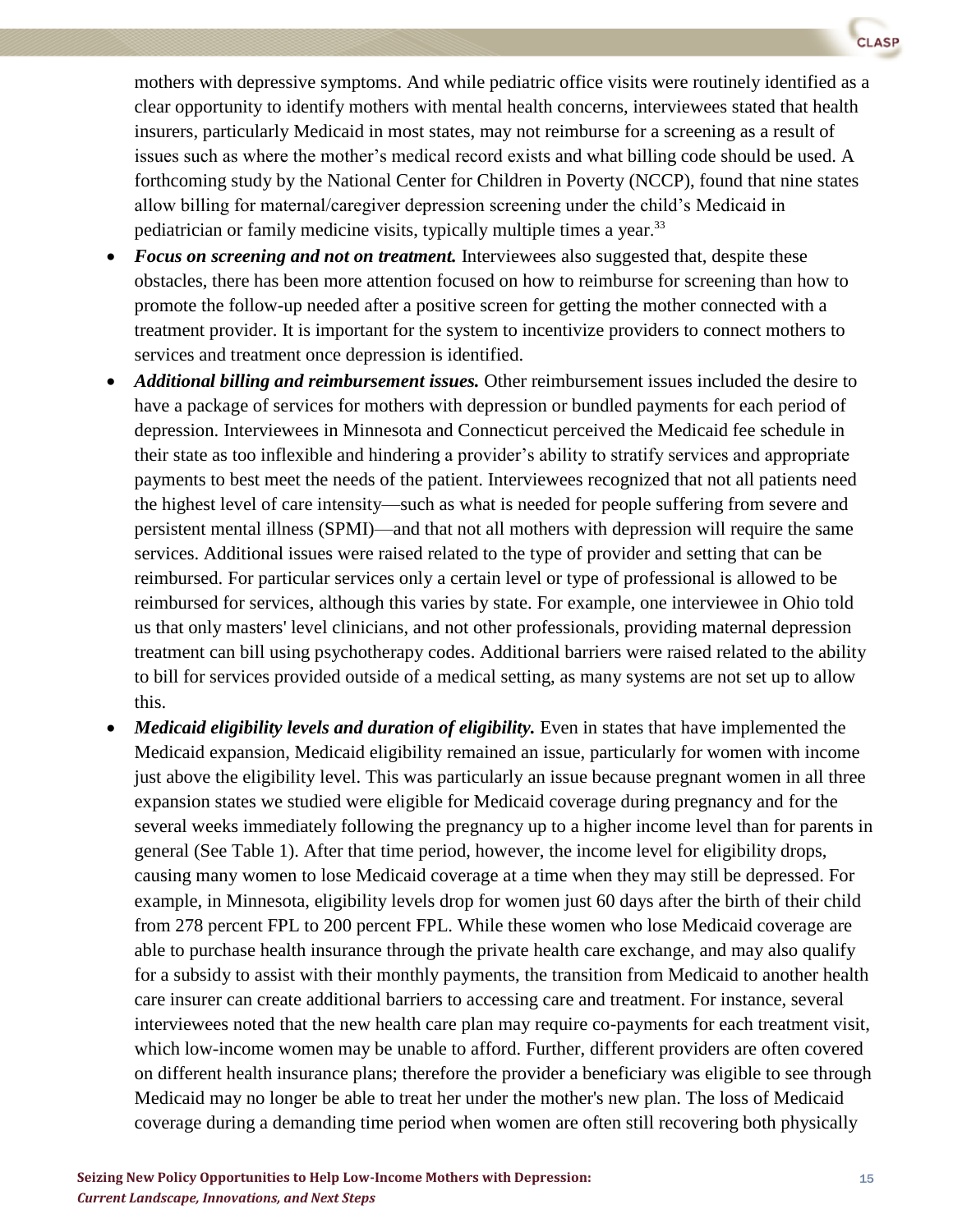mothers with depressive symptoms. And while pediatric office visits were routinely identified as a clear opportunity to identify mothers with mental health concerns, interviewees stated that health insurers, particularly Medicaid in most states, may not reimburse for a screening as a result of issues such as where the mother's medical record exists and what billing code should be used. A forthcoming study by the National Center for Children in Poverty (NCCP), found that nine states allow billing for maternal/caregiver depression screening under the child's Medicaid in pediatrician or family medicine visits, typically multiple times a year.[33]

- ***Focus on screening and not on treatment.*** Interviewees also suggested that, despite these obstacles, there has been more attention focused on how to reimburse for screening than how to promote the follow-up needed after a positive screen for getting the mother connected with a treatment provider. It is important for the system to incentivize providers to connect mothers to services and treatment once depression is identified.
- ***Additional billing and reimbursement issues.*** Other reimbursement issues included the desire to have a package of services for mothers with depression or bundled payments for each period of depression. Interviewees in Minnesota and Connecticut perceived the Medicaid fee schedule in their state as too inflexible and hindering a provider's ability to stratify services and appropriate payments to best meet the needs of the patient. Interviewees recognized that not all patients need the highest level of care intensity—such as what is needed for people suffering from severe and persistent mental illness (SPMI)—and that not all mothers with depression will require the same services. Additional issues were raised related to the type of provider and setting that can be reimbursed. For particular services only a certain level or type of professional is allowed to be reimbursed for services, although this varies by state. For example, one interviewee in Ohio told us that only masters' level clinicians, and not other professionals, providing maternal depression treatment can bill using psychotherapy codes. Additional barriers were raised related to the ability to bill for services provided outside of a medical setting, as many systems are not set up to allow this.
- ***Medicaid eligibility levels and duration of eligibility.*** Even in states that have implemented the Medicaid expansion, Medicaid eligibility remained an issue, particularly for women with income just above the eligibility level. This was particularly an issue because pregnant women in all three expansion states we studied were eligible for Medicaid coverage during pregnancy and for the several weeks immediately following the pregnancy up to a higher income level than for parents in general (See Table 1). After that time period, however, the income level for eligibility drops, causing many women to lose Medicaid coverage at a time when they may still be depressed. For example, in Minnesota, eligibility levels drop for women just 60 days after the birth of their child from 278 percent FPL to 200 percent FPL. While these women who lose Medicaid coverage are able to purchase health insurance through the private health care exchange, and may also qualify for a subsidy to assist with their monthly payments, the transition from Medicaid to another health care insurer can create additional barriers to accessing care and treatment. For instance, several interviewees noted that the new health care plan may require co-payments for each treatment visit, which low-income women may be unable to afford. Further, different providers are often covered on different health insurance plans; therefore the provider a beneficiary was eligible to see through Medicaid may no longer be able to treat her under the mother's new plan. The loss of Medicaid coverage during a demanding time period when women are often still recovering both physically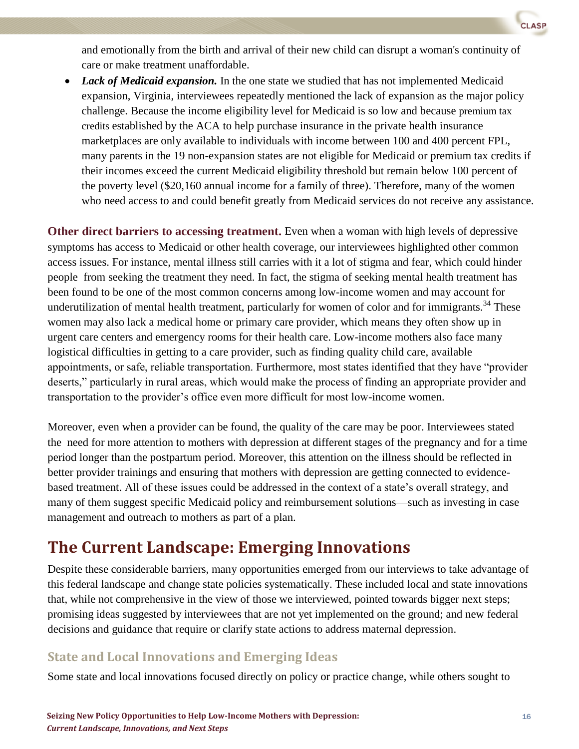and emotionally from the birth and arrival of their new child can disrupt a woman's continuity of care or make treatment unaffordable.

- ***Lack of Medicaid expansion.*** In the one state we studied that has not implemented Medicaid expansion, Virginia, interviewees repeatedly mentioned the lack of expansion as the major policy challenge. Because the income eligibility level for Medicaid is so low and because premium tax credits established by the ACA to help purchase insurance in the private health insurance marketplaces are only available to individuals with income between 100 and 400 percent FPL, many parents in the 19 non-expansion states are not eligible for Medicaid or premium tax credits if their incomes exceed the current Medicaid eligibility threshold but remain below 100 percent of the poverty level ($20,160 annual income for a family of three). Therefore, many of the women who need access to and could benefit greatly from Medicaid services do not receive any assistance.

**Other direct barriers to accessing treatment.** Even when a woman with high levels of depressive symptoms has access to Medicaid or other health coverage, our interviewees highlighted other common access issues. For instance, mental illness still carries with it a lot of stigma and fear, which could hinder people from seeking the treatment they need. In fact, the stigma of seeking mental health treatment has been found to be one of the most common concerns among low-income women and may account for underutilization of mental health treatment, particularly for women of color and for immigrants.[34] These women may also lack a medical home or primary care provider, which means they often show up in urgent care centers and emergency rooms for their health care. Low-income mothers also face many logistical difficulties in getting to a care provider, such as finding quality child care, available appointments, or safe, reliable transportation. Furthermore, most states identified that they have "provider deserts," particularly in rural areas, which would make the process of finding an appropriate provider and transportation to the provider's office even more difficult for most low-income women.

Moreover, even when a provider can be found, the quality of the care may be poor. Interviewees stated the need for more attention to mothers with depression at different stages of the pregnancy and for a time period longer than the postpartum period. Moreover, this attention on the illness should be reflected in better provider trainings and ensuring that mothers with depression are getting connected to evidence-based treatment. All of these issues could be addressed in the context of a state's overall strategy, and many of them suggest specific Medicaid policy and reimbursement solutions—such as investing in case management and outreach to mothers as part of a plan.

# The Current Landscape: Emerging Innovations

Despite these considerable barriers, many opportunities emerged from our interviews to take advantage of this federal landscape and change state policies systematically. These included local and state innovations that, while not comprehensive in the view of those we interviewed, pointed towards bigger next steps; promising ideas suggested by interviewees that are not yet implemented on the ground; and new federal decisions and guidance that require or clarify state actions to address maternal depression.

## State and Local Innovations and Emerging Ideas

Some state and local innovations focused directly on policy or practice change, while others sought to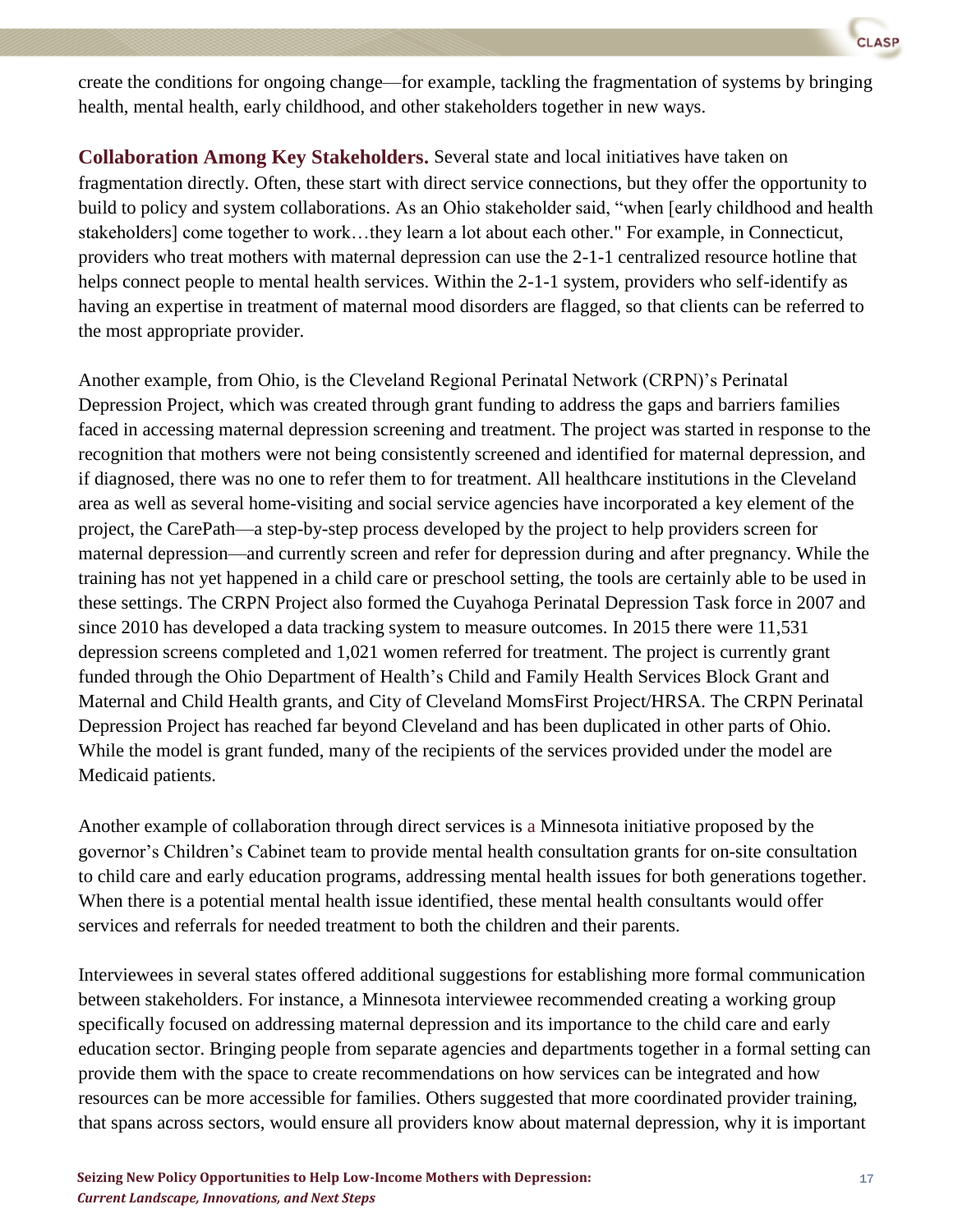create the conditions for ongoing change—for example, tackling the fragmentation of systems by bringing health, mental health, early childhood, and other stakeholders together in new ways.

**Collaboration Among Key Stakeholders.** Several state and local initiatives have taken on fragmentation directly. Often, these start with direct service connections, but they offer the opportunity to build to policy and system collaborations. As an Ohio stakeholder said, "when [early childhood and health stakeholders] come together to work…they learn a lot about each other." For example, in Connecticut, providers who treat mothers with maternal depression can use the 2-1-1 centralized resource hotline that helps connect people to mental health services. Within the 2-1-1 system, providers who self-identify as having an expertise in treatment of maternal mood disorders are flagged, so that clients can be referred to the most appropriate provider.

Another example, from Ohio, is the Cleveland Regional Perinatal Network (CRPN)'s Perinatal Depression Project, which was created through grant funding to address the gaps and barriers families faced in accessing maternal depression screening and treatment. The project was started in response to the recognition that mothers were not being consistently screened and identified for maternal depression, and if diagnosed, there was no one to refer them to for treatment. All healthcare institutions in the Cleveland area as well as several home-visiting and social service agencies have incorporated a key element of the project, the CarePath—a step-by-step process developed by the project to help providers screen for maternal depression—and currently screen and refer for depression during and after pregnancy. While the training has not yet happened in a child care or preschool setting, the tools are certainly able to be used in these settings. The CRPN Project also formed the Cuyahoga Perinatal Depression Task force in 2007 and since 2010 has developed a data tracking system to measure outcomes. In 2015 there were 11,531 depression screens completed and 1,021 women referred for treatment. The project is currently grant funded through the Ohio Department of Health's Child and Family Health Services Block Grant and Maternal and Child Health grants, and City of Cleveland MomsFirst Project/HRSA. The CRPN Perinatal Depression Project has reached far beyond Cleveland and has been duplicated in other parts of Ohio. While the model is grant funded, many of the recipients of the services provided under the model are Medicaid patients.

Another example of collaboration through direct services is a Minnesota initiative proposed by the governor's Children's Cabinet team to provide mental health consultation grants for on-site consultation to child care and early education programs, addressing mental health issues for both generations together. When there is a potential mental health issue identified, these mental health consultants would offer services and referrals for needed treatment to both the children and their parents.

Interviewees in several states offered additional suggestions for establishing more formal communication between stakeholders. For instance, a Minnesota interviewee recommended creating a working group specifically focused on addressing maternal depression and its importance to the child care and early education sector. Bringing people from separate agencies and departments together in a formal setting can provide them with the space to create recommendations on how services can be integrated and how resources can be more accessible for families. Others suggested that more coordinated provider training, that spans across sectors, would ensure all providers know about maternal depression, why it is important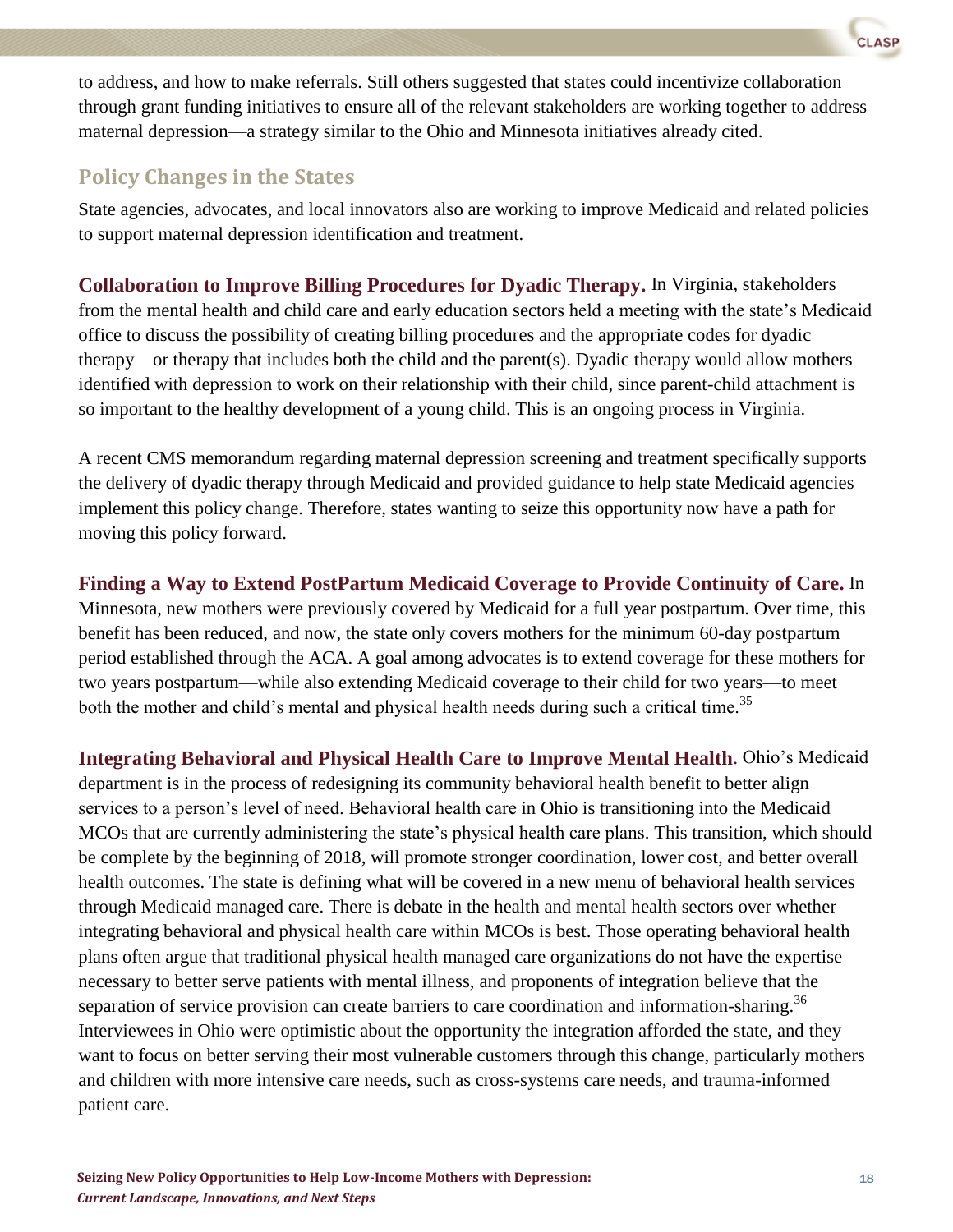to address, and how to make referrals. Still others suggested that states could incentivize collaboration through grant funding initiatives to ensure all of the relevant stakeholders are working together to address maternal depression—a strategy similar to the Ohio and Minnesota initiatives already cited.

## Policy Changes in the States

State agencies, advocates, and local innovators also are working to improve Medicaid and related policies to support maternal depression identification and treatment.

**Collaboration to Improve Billing Procedures for Dyadic Therapy.** In Virginia, stakeholders from the mental health and child care and early education sectors held a meeting with the state's Medicaid office to discuss the possibility of creating billing procedures and the appropriate codes for dyadic therapy—or therapy that includes both the child and the parent(s). Dyadic therapy would allow mothers identified with depression to work on their relationship with their child, since parent-child attachment is so important to the healthy development of a young child. This is an ongoing process in Virginia.

A recent CMS memorandum regarding maternal depression screening and treatment specifically supports the delivery of dyadic therapy through Medicaid and provided guidance to help state Medicaid agencies implement this policy change. Therefore, states wanting to seize this opportunity now have a path for moving this policy forward.

**Finding a Way to Extend PostPartum Medicaid Coverage to Provide Continuity of Care.** In Minnesota, new mothers were previously covered by Medicaid for a full year postpartum. Over time, this benefit has been reduced, and now, the state only covers mothers for the minimum 60-day postpartum period established through the ACA. A goal among advocates is to extend coverage for these mothers for two years postpartum—while also extending Medicaid coverage to their child for two years—to meet both the mother and child's mental and physical health needs during such a critical time.[35]

**Integrating Behavioral and Physical Health Care to Improve Mental Health.** Ohio's Medicaid department is in the process of redesigning its community behavioral health benefit to better align services to a person's level of need. Behavioral health care in Ohio is transitioning into the Medicaid MCOs that are currently administering the state's physical health care plans. This transition, which should be complete by the beginning of 2018, will promote stronger coordination, lower cost, and better overall health outcomes. The state is defining what will be covered in a new menu of behavioral health services through Medicaid managed care. There is debate in the health and mental health sectors over whether integrating behavioral and physical health care within MCOs is best. Those operating behavioral health plans often argue that traditional physical health managed care organizations do not have the expertise necessary to better serve patients with mental illness, and proponents of integration believe that the separation of service provision can create barriers to care coordination and information-sharing.[36] Interviewees in Ohio were optimistic about the opportunity the integration afforded the state, and they want to focus on better serving their most vulnerable customers through this change, particularly mothers and children with more intensive care needs, such as cross-systems care needs, and trauma-informed patient care.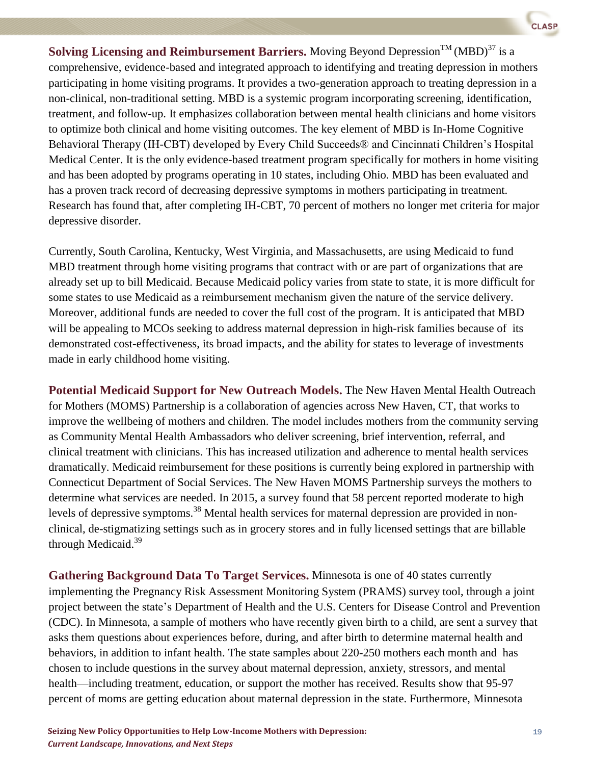**Solving Licensing and Reimbursement Barriers.** Moving Beyond Depression™ (MBD)[37] is a comprehensive, evidence-based and integrated approach to identifying and treating depression in mothers participating in home visiting programs. It provides a two-generation approach to treating depression in a non-clinical, non-traditional setting. MBD is a systemic program incorporating screening, identification, treatment, and follow-up. It emphasizes collaboration between mental health clinicians and home visitors to optimize both clinical and home visiting outcomes. The key element of MBD is In-Home Cognitive Behavioral Therapy (IH-CBT) developed by Every Child Succeeds® and Cincinnati Children's Hospital Medical Center. It is the only evidence-based treatment program specifically for mothers in home visiting and has been adopted by programs operating in 10 states, including Ohio. MBD has been evaluated and has a proven track record of decreasing depressive symptoms in mothers participating in treatment. Research has found that, after completing IH-CBT, 70 percent of mothers no longer met criteria for major depressive disorder.

Currently, South Carolina, Kentucky, West Virginia, and Massachusetts, are using Medicaid to fund MBD treatment through home visiting programs that contract with or are part of organizations that are already set up to bill Medicaid. Because Medicaid policy varies from state to state, it is more difficult for some states to use Medicaid as a reimbursement mechanism given the nature of the service delivery. Moreover, additional funds are needed to cover the full cost of the program. It is anticipated that MBD will be appealing to MCOs seeking to address maternal depression in high-risk families because of its demonstrated cost-effectiveness, its broad impacts, and the ability for states to leverage of investments made in early childhood home visiting.

**Potential Medicaid Support for New Outreach Models.** The New Haven Mental Health Outreach for Mothers (MOMS) Partnership is a collaboration of agencies across New Haven, CT, that works to improve the wellbeing of mothers and children. The model includes mothers from the community serving as Community Mental Health Ambassadors who deliver screening, brief intervention, referral, and clinical treatment with clinicians. This has increased utilization and adherence to mental health services dramatically. Medicaid reimbursement for these positions is currently being explored in partnership with Connecticut Department of Social Services. The New Haven MOMS Partnership surveys the mothers to determine what services are needed. In 2015, a survey found that 58 percent reported moderate to high levels of depressive symptoms.[38] Mental health services for maternal depression are provided in non-clinical, de-stigmatizing settings such as in grocery stores and in fully licensed settings that are billable through Medicaid.[39]

**Gathering Background Data To Target Services.** Minnesota is one of 40 states currently implementing the Pregnancy Risk Assessment Monitoring System (PRAMS) survey tool, through a joint project between the state's Department of Health and the U.S. Centers for Disease Control and Prevention (CDC). In Minnesota, a sample of mothers who have recently given birth to a child, are sent a survey that asks them questions about experiences before, during, and after birth to determine maternal health and behaviors, in addition to infant health. The state samples about 220-250 mothers each month and has chosen to include questions in the survey about maternal depression, anxiety, stressors, and mental health—including treatment, education, or support the mother has received. Results show that 95-97 percent of moms are getting education about maternal depression in the state. Furthermore, Minnesota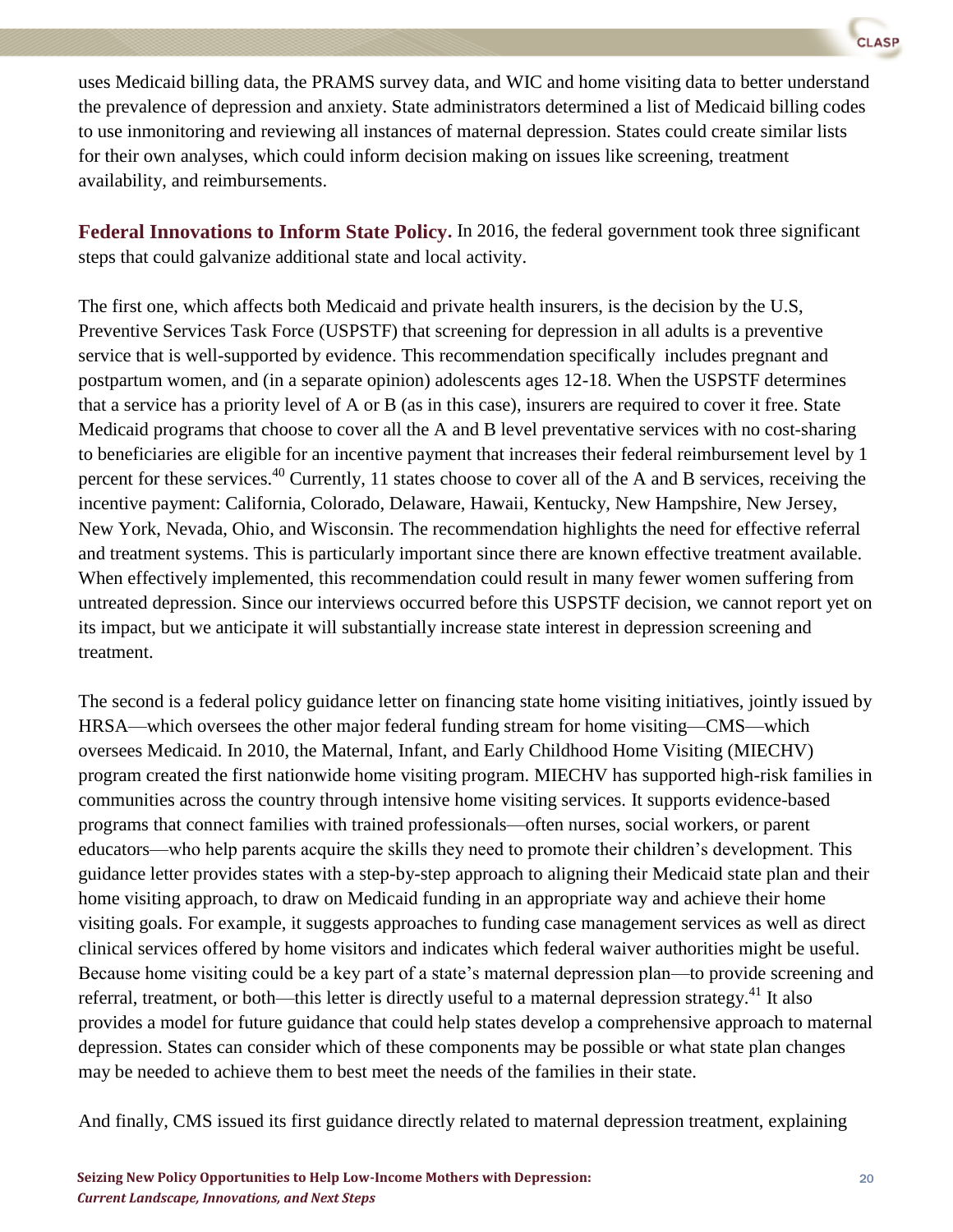uses Medicaid billing data, the PRAMS survey data, and WIC and home visiting data to better understand the prevalence of depression and anxiety. State administrators determined a list of Medicaid billing codes to use inmonitoring and reviewing all instances of maternal depression. States could create similar lists for their own analyses, which could inform decision making on issues like screening, treatment availability, and reimbursements.

**Federal Innovations to Inform State Policy.** In 2016, the federal government took three significant steps that could galvanize additional state and local activity.

The first one, which affects both Medicaid and private health insurers, is the decision by the U.S, Preventive Services Task Force (USPSTF) that screening for depression in all adults is a preventive service that is well-supported by evidence. This recommendation specifically includes pregnant and postpartum women, and (in a separate opinion) adolescents ages 12-18. When the USPSTF determines that a service has a priority level of A or B (as in this case), insurers are required to cover it free. State Medicaid programs that choose to cover all the A and B level preventative services with no cost-sharing to beneficiaries are eligible for an incentive payment that increases their federal reimbursement level by 1 percent for these services.[40] Currently, 11 states choose to cover all of the A and B services, receiving the incentive payment: California, Colorado, Delaware, Hawaii, Kentucky, New Hampshire, New Jersey, New York, Nevada, Ohio, and Wisconsin. The recommendation highlights the need for effective referral and treatment systems. This is particularly important since there are known effective treatment available. When effectively implemented, this recommendation could result in many fewer women suffering from untreated depression. Since our interviews occurred before this USPSTF decision, we cannot report yet on its impact, but we anticipate it will substantially increase state interest in depression screening and treatment.

The second is a federal policy guidance letter on financing state home visiting initiatives, jointly issued by HRSA—which oversees the other major federal funding stream for home visiting—CMS—which oversees Medicaid. In 2010, the Maternal, Infant, and Early Childhood Home Visiting (MIECHV) program created the first nationwide home visiting program. MIECHV has supported high-risk families in communities across the country through intensive home visiting services. It supports evidence-based programs that connect families with trained professionals—often nurses, social workers, or parent educators—who help parents acquire the skills they need to promote their children's development. This guidance letter provides states with a step-by-step approach to aligning their Medicaid state plan and their home visiting approach, to draw on Medicaid funding in an appropriate way and achieve their home visiting goals. For example, it suggests approaches to funding case management services as well as direct clinical services offered by home visitors and indicates which federal waiver authorities might be useful. Because home visiting could be a key part of a state's maternal depression plan—to provide screening and referral, treatment, or both—this letter is directly useful to a maternal depression strategy.[41] It also provides a model for future guidance that could help states develop a comprehensive approach to maternal depression. States can consider which of these components may be possible or what state plan changes may be needed to achieve them to best meet the needs of the families in their state.

And finally, CMS issued its first guidance directly related to maternal depression treatment, explaining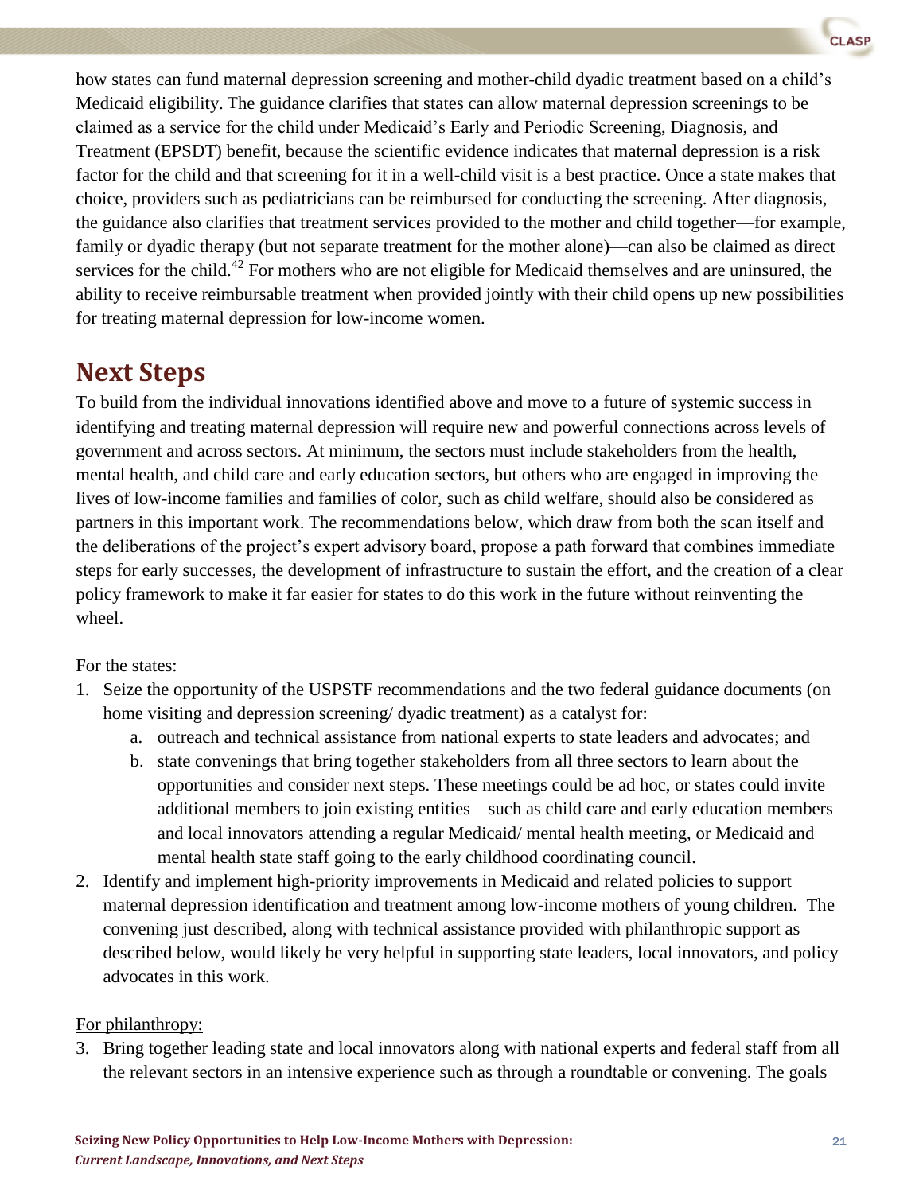how states can fund maternal depression screening and mother-child dyadic treatment based on a child's Medicaid eligibility. The guidance clarifies that states can allow maternal depression screenings to be claimed as a service for the child under Medicaid's Early and Periodic Screening, Diagnosis, and Treatment (EPSDT) benefit, because the scientific evidence indicates that maternal depression is a risk factor for the child and that screening for it in a well-child visit is a best practice. Once a state makes that choice, providers such as pediatricians can be reimbursed for conducting the screening. After diagnosis, the guidance also clarifies that treatment services provided to the mother and child together—for example, family or dyadic therapy (but not separate treatment for the mother alone)—can also be claimed as direct services for the child.[42] For mothers who are not eligible for Medicaid themselves and are uninsured, the ability to receive reimbursable treatment when provided jointly with their child opens up new possibilities for treating maternal depression for low-income women.

## Next Steps

To build from the individual innovations identified above and move to a future of systemic success in identifying and treating maternal depression will require new and powerful connections across levels of government and across sectors. At minimum, the sectors must include stakeholders from the health, mental health, and child care and early education sectors, but others who are engaged in improving the lives of low-income families and families of color, such as child welfare, should also be considered as partners in this important work. The recommendations below, which draw from both the scan itself and the deliberations of the project's expert advisory board, propose a path forward that combines immediate steps for early successes, the development of infrastructure to sustain the effort, and the creation of a clear policy framework to make it far easier for states to do this work in the future without reinventing the wheel.

For the states:

1. Seize the opportunity of the USPSTF recommendations and the two federal guidance documents (on home visiting and depression screening/ dyadic treatment) as a catalyst for:
    a. outreach and technical assistance from national experts to state leaders and advocates; and
    b. state convenings that bring together stakeholders from all three sectors to learn about the opportunities and consider next steps. These meetings could be ad hoc, or states could invite additional members to join existing entities—such as child care and early education members and local innovators attending a regular Medicaid/ mental health meeting, or Medicaid and mental health state staff going to the early childhood coordinating council.
2. Identify and implement high-priority improvements in Medicaid and related policies to support maternal depression identification and treatment among low-income mothers of young children. The convening just described, along with technical assistance provided with philanthropic support as described below, would likely be very helpful in supporting state leaders, local innovators, and policy advocates in this work.

For philanthropy:

3. Bring together leading state and local innovators along with national experts and federal staff from all the relevant sectors in an intensive experience such as through a roundtable or convening. The goals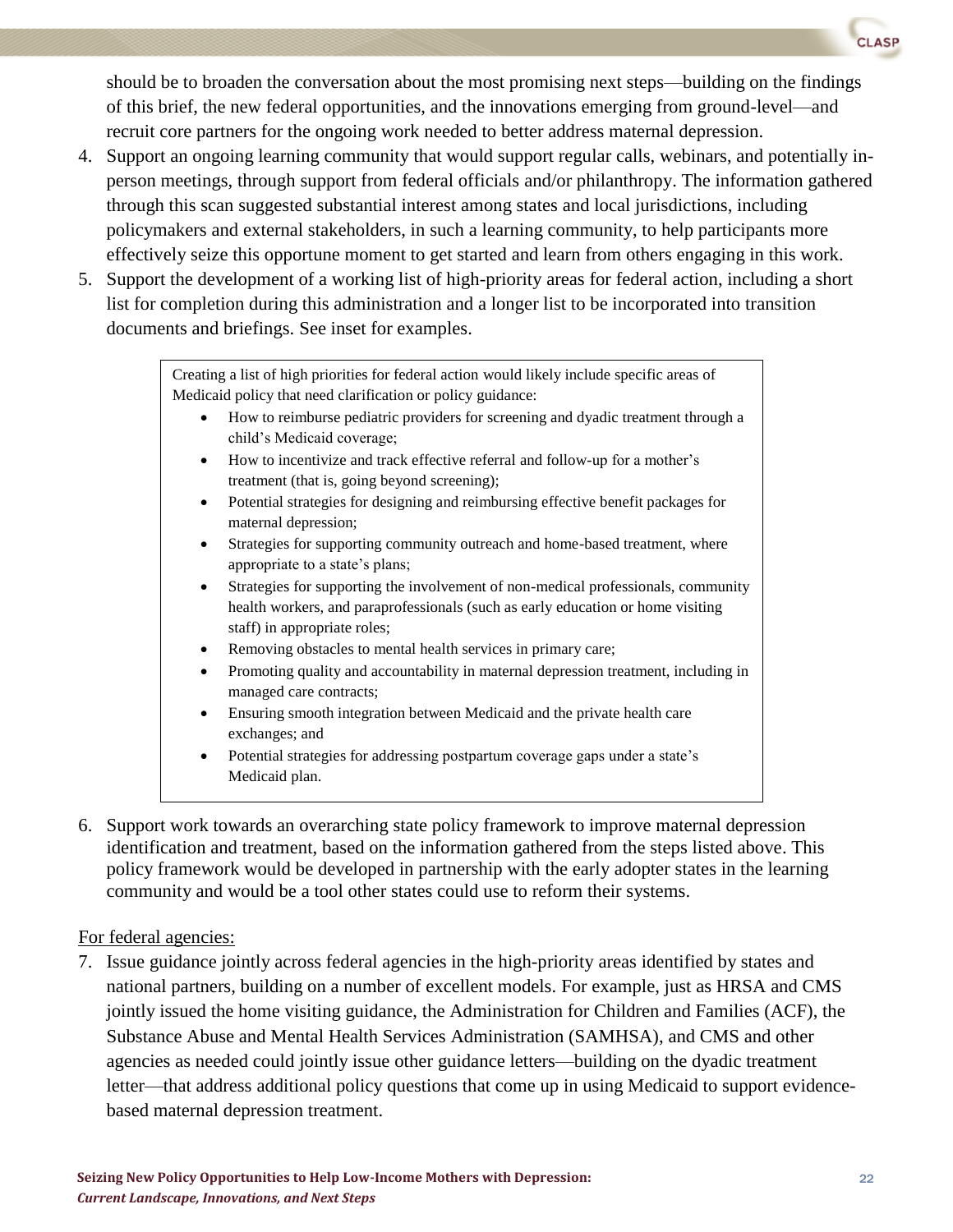should be to broaden the conversation about the most promising next steps—building on the findings of this brief, the new federal opportunities, and the innovations emerging from ground-level—and recruit core partners for the ongoing work needed to better address maternal depression.

4. Support an ongoing learning community that would support regular calls, webinars, and potentially in-person meetings, through support from federal officials and/or philanthropy. The information gathered through this scan suggested substantial interest among states and local jurisdictions, including policymakers and external stakeholders, in such a learning community, to help participants more effectively seize this opportune moment to get started and learn from others engaging in this work.
5. Support the development of a working list of high-priority areas for federal action, including a short list for completion during this administration and a longer list to be incorporated into transition documents and briefings. See inset for examples.

> Creating a list of high priorities for federal action would likely include specific areas of Medicaid policy that need clarification or policy guidance:
>
> - How to reimburse pediatric providers for screening and dyadic treatment through a child's Medicaid coverage;
> - How to incentivize and track effective referral and follow-up for a mother's treatment (that is, going beyond screening);
> - Potential strategies for designing and reimbursing effective benefit packages for maternal depression;
> - Strategies for supporting community outreach and home-based treatment, where appropriate to a state's plans;
> - Strategies for supporting the involvement of non-medical professionals, community health workers, and paraprofessionals (such as early education or home visiting staff) in appropriate roles;
> - Removing obstacles to mental health services in primary care;
> - Promoting quality and accountability in maternal depression treatment, including in managed care contracts;
> - Ensuring smooth integration between Medicaid and the private health care exchanges; and
> - Potential strategies for addressing postpartum coverage gaps under a state's Medicaid plan.

6. Support work towards an overarching state policy framework to improve maternal depression identification and treatment, based on the information gathered from the steps listed above. This policy framework would be developed in partnership with the early adopter states in the learning community and would be a tool other states could use to reform their systems.

<u>For federal agencies:</u>

7. Issue guidance jointly across federal agencies in the high-priority areas identified by states and national partners, building on a number of excellent models. For example, just as HRSA and CMS jointly issued the home visiting guidance, the Administration for Children and Families (ACF), the Substance Abuse and Mental Health Services Administration (SAMHSA), and CMS and other agencies as needed could jointly issue other guidance letters—building on the dyadic treatment letter—that address additional policy questions that come up in using Medicaid to support evidence-based maternal depression treatment.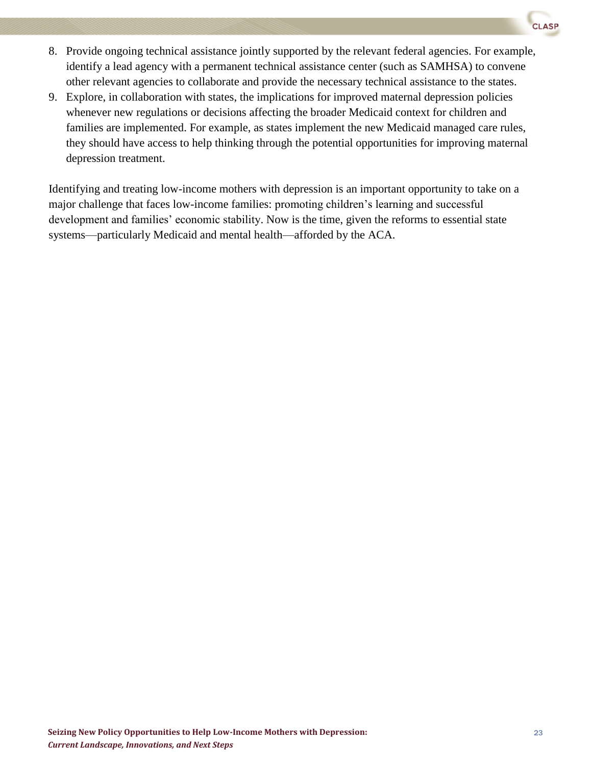8. Provide ongoing technical assistance jointly supported by the relevant federal agencies. For example, identify a lead agency with a permanent technical assistance center (such as SAMHSA) to convene other relevant agencies to collaborate and provide the necessary technical assistance to the states.
9. Explore, in collaboration with states, the implications for improved maternal depression policies whenever new regulations or decisions affecting the broader Medicaid context for children and families are implemented. For example, as states implement the new Medicaid managed care rules, they should have access to help thinking through the potential opportunities for improving maternal depression treatment.

Identifying and treating low-income mothers with depression is an important opportunity to take on a major challenge that faces low-income families: promoting children's learning and successful development and families' economic stability. Now is the time, given the reforms to essential state systems—particularly Medicaid and mental health—afforded by the ACA.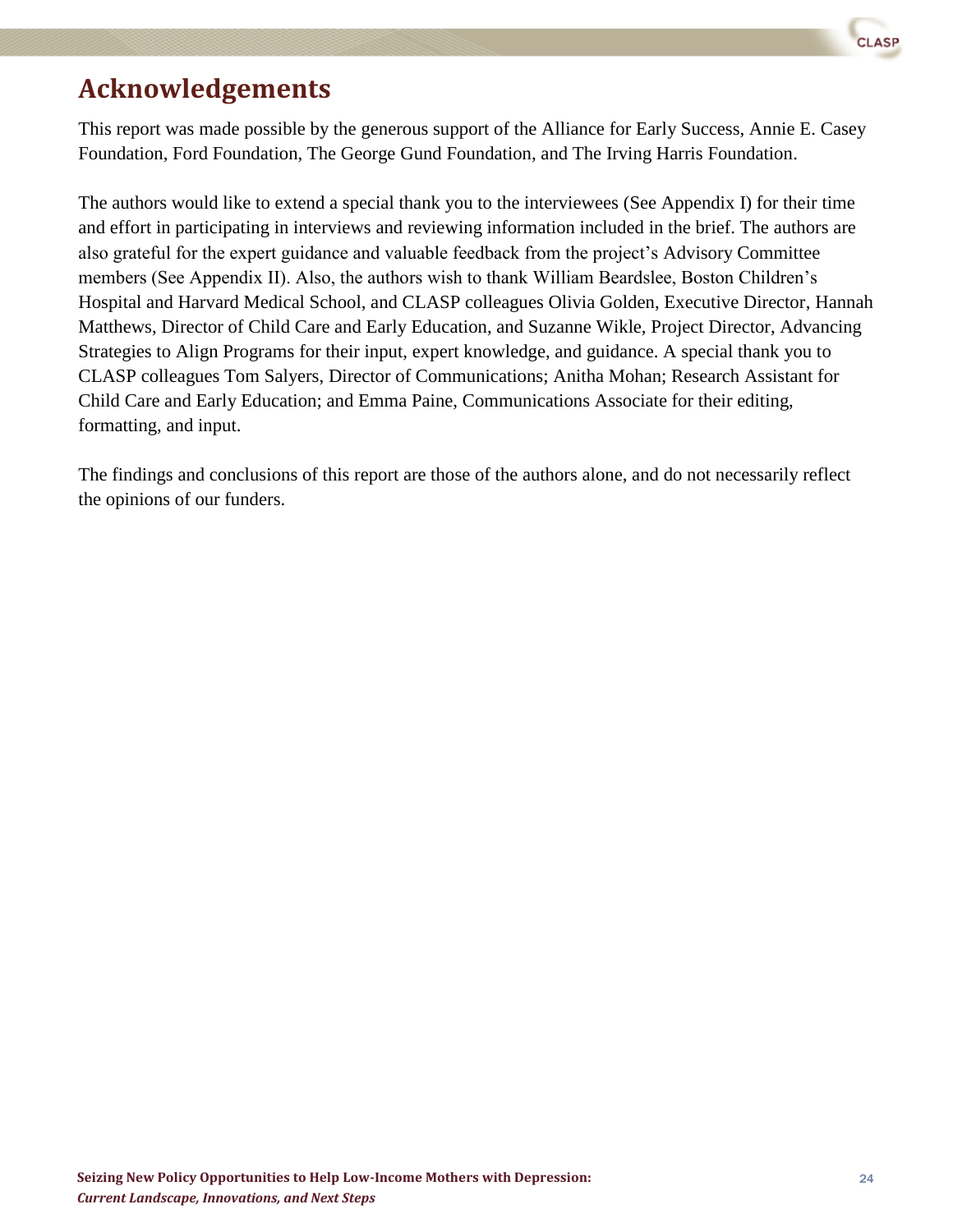## Acknowledgements

This report was made possible by the generous support of the Alliance for Early Success, Annie E. Casey Foundation, Ford Foundation, The George Gund Foundation, and The Irving Harris Foundation.

The authors would like to extend a special thank you to the interviewees (See Appendix I) for their time and effort in participating in interviews and reviewing information included in the brief. The authors are also grateful for the expert guidance and valuable feedback from the project's Advisory Committee members (See Appendix II). Also, the authors wish to thank William Beardslee, Boston Children's Hospital and Harvard Medical School, and CLASP colleagues Olivia Golden, Executive Director, Hannah Matthews, Director of Child Care and Early Education, and Suzanne Wikle, Project Director, Advancing Strategies to Align Programs for their input, expert knowledge, and guidance. A special thank you to CLASP colleagues Tom Salyers, Director of Communications; Anitha Mohan; Research Assistant for Child Care and Early Education; and Emma Paine, Communications Associate for their editing, formatting, and input.

The findings and conclusions of this report are those of the authors alone, and do not necessarily reflect the opinions of our funders.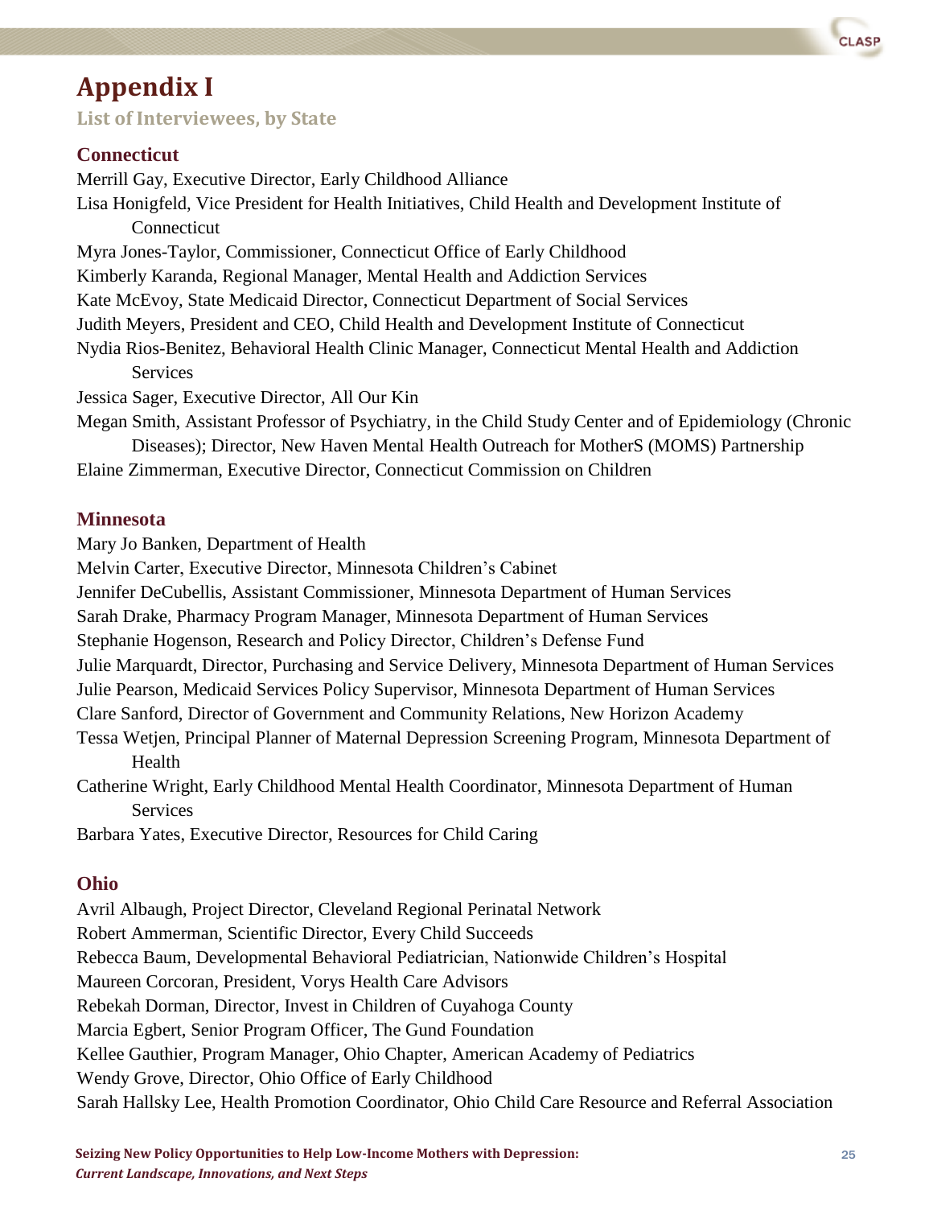# Appendix I

## List of Interviewees, by State

### Connecticut

Merrill Gay, Executive Director, Early Childhood Alliance

Lisa Honigfeld, Vice President for Health Initiatives, Child Health and Development Institute of Connecticut

Myra Jones-Taylor, Commissioner, Connecticut Office of Early Childhood

Kimberly Karanda, Regional Manager, Mental Health and Addiction Services

Kate McEvoy, State Medicaid Director, Connecticut Department of Social Services

Judith Meyers, President and CEO, Child Health and Development Institute of Connecticut

Nydia Rios-Benitez, Behavioral Health Clinic Manager, Connecticut Mental Health and Addiction Services

Jessica Sager, Executive Director, All Our Kin

Megan Smith, Assistant Professor of Psychiatry, in the Child Study Center and of Epidemiology (Chronic Diseases); Director, New Haven Mental Health Outreach for MotherS (MOMS) Partnership

Elaine Zimmerman, Executive Director, Connecticut Commission on Children

### Minnesota

Mary Jo Banken, Department of Health

Melvin Carter, Executive Director, Minnesota Children's Cabinet

Jennifer DeCubellis, Assistant Commissioner, Minnesota Department of Human Services

Sarah Drake, Pharmacy Program Manager, Minnesota Department of Human Services

Stephanie Hogenson, Research and Policy Director, Children's Defense Fund

Julie Marquardt, Director, Purchasing and Service Delivery, Minnesota Department of Human Services

Julie Pearson, Medicaid Services Policy Supervisor, Minnesota Department of Human Services

Clare Sanford, Director of Government and Community Relations, New Horizon Academy

Tessa Wetjen, Principal Planner of Maternal Depression Screening Program, Minnesota Department of Health

Catherine Wright, Early Childhood Mental Health Coordinator, Minnesota Department of Human Services

Barbara Yates, Executive Director, Resources for Child Caring

### Ohio

Avril Albaugh, Project Director, Cleveland Regional Perinatal Network

Robert Ammerman, Scientific Director, Every Child Succeeds

Rebecca Baum, Developmental Behavioral Pediatrician, Nationwide Children's Hospital

Maureen Corcoran, President, Vorys Health Care Advisors

Rebekah Dorman, Director, Invest in Children of Cuyahoga County

Marcia Egbert, Senior Program Officer, The Gund Foundation

Kellee Gauthier, Program Manager, Ohio Chapter, American Academy of Pediatrics

Wendy Grove, Director, Ohio Office of Early Childhood

Sarah Hallsky Lee, Health Promotion Coordinator, Ohio Child Care Resource and Referral Association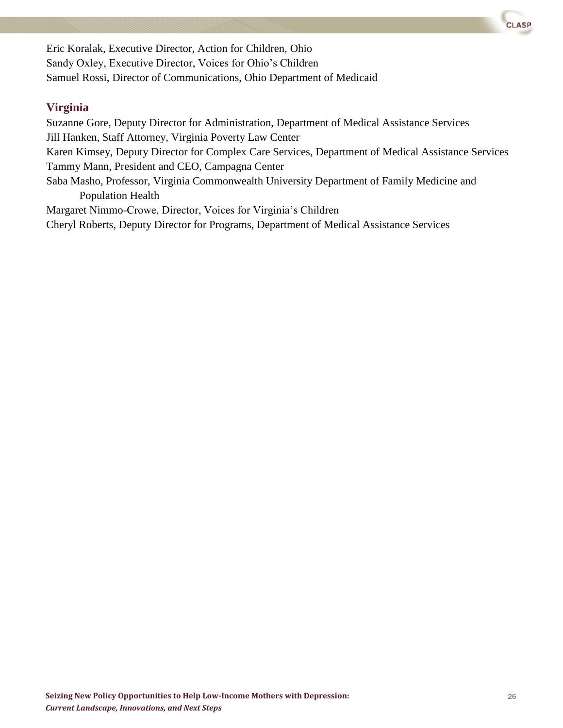Eric Koralak, Executive Director, Action for Children, Ohio
Sandy Oxley, Executive Director, Voices for Ohio's Children
Samuel Rossi, Director of Communications, Ohio Department of Medicaid

### Virginia

Suzanne Gore, Deputy Director for Administration, Department of Medical Assistance Services
Jill Hanken, Staff Attorney, Virginia Poverty Law Center
Karen Kimsey, Deputy Director for Complex Care Services, Department of Medical Assistance Services
Tammy Mann, President and CEO, Campagna Center
Saba Masho, Professor, Virginia Commonwealth University Department of Family Medicine and Population Health
Margaret Nimmo-Crowe, Director, Voices for Virginia's Children
Cheryl Roberts, Deputy Director for Programs, Department of Medical Assistance Services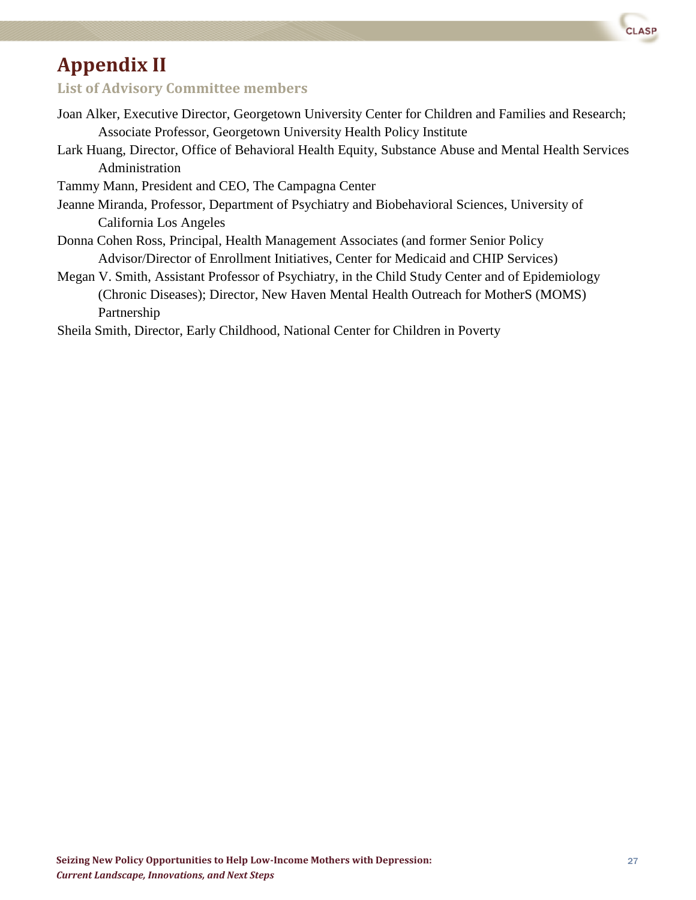# Appendix II

## List of Advisory Committee members

Joan Alker, Executive Director, Georgetown University Center for Children and Families and Research; Associate Professor, Georgetown University Health Policy Institute

Lark Huang, Director, Office of Behavioral Health Equity, Substance Abuse and Mental Health Services Administration

Tammy Mann, President and CEO, The Campagna Center

Jeanne Miranda, Professor, Department of Psychiatry and Biobehavioral Sciences, University of California Los Angeles

Donna Cohen Ross, Principal, Health Management Associates (and former Senior Policy Advisor/Director of Enrollment Initiatives, Center for Medicaid and CHIP Services)

Megan V. Smith, Assistant Professor of Psychiatry, in the Child Study Center and of Epidemiology (Chronic Diseases); Director, New Haven Mental Health Outreach for MotherS (MOMS) Partnership

Sheila Smith, Director, Early Childhood, National Center for Children in Poverty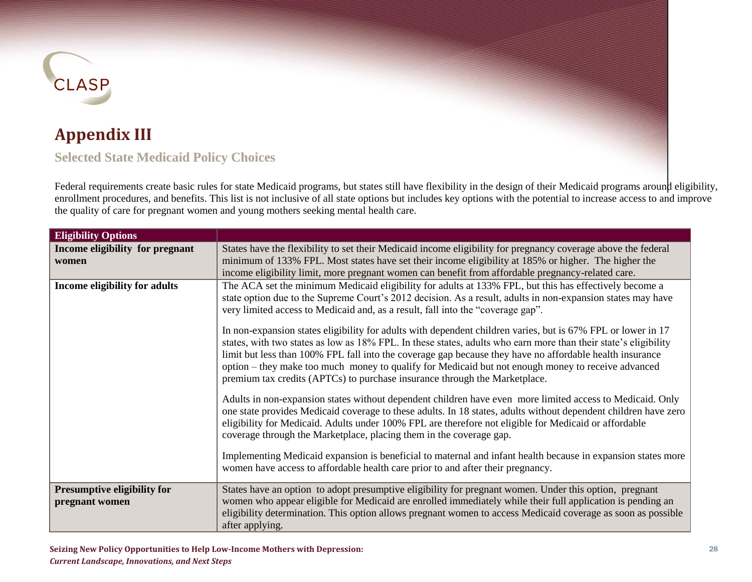## Appendix III

### Selected State Medicaid Policy Choices

Federal requirements create basic rules for state Medicaid programs, but states still have flexibility in the design of their Medicaid programs around eligibility, enrollment procedures, and benefits. This list is not inclusive of all state options but includes key options with the potential to increase access to and improve the quality of care for pregnant women and young mothers seeking mental health care.

| Eligibility Options | |
|---|---|
| **Income eligibility for pregnant women** | States have the flexibility to set their Medicaid income eligibility for pregnancy coverage above the federal minimum of 133% FPL. Most states have set their income eligibility at 185% or higher. The higher the income eligibility limit, more pregnant women can benefit from affordable pregnancy-related care. |
| **Income eligibility for adults** | The ACA set the minimum Medicaid eligibility for adults at 133% FPL, but this has effectively become a state option due to the Supreme Court's 2012 decision. As a result, adults in non-expansion states may have very limited access to Medicaid and, as a result, fall into the "coverage gap".<br><br>In non-expansion states eligibility for adults with dependent children varies, but is 67% FPL or lower in 17 states, with two states as low as 18% FPL. In these states, adults who earn more than their state's eligibility limit but less than 100% FPL fall into the coverage gap because they have no affordable health insurance option – they make too much money to qualify for Medicaid but not enough money to receive advanced premium tax credits (APTCs) to purchase insurance through the Marketplace.<br><br>Adults in non-expansion states without dependent children have even more limited access to Medicaid. Only one state provides Medicaid coverage to these adults. In 18 states, adults without dependent children have zero eligibility for Medicaid. Adults under 100% FPL are therefore not eligible for Medicaid or affordable coverage through the Marketplace, placing them in the coverage gap.<br><br>Implementing Medicaid expansion is beneficial to maternal and infant health because in expansion states more women have access to affordable health care prior to and after their pregnancy. |
| **Presumptive eligibility for pregnant women** | States have an option to adopt presumptive eligibility for pregnant women. Under this option, pregnant women who appear eligible for Medicaid are enrolled immediately while their full application is pending an eligibility determination. This option allows pregnant women to access Medicaid coverage as soon as possible after applying. |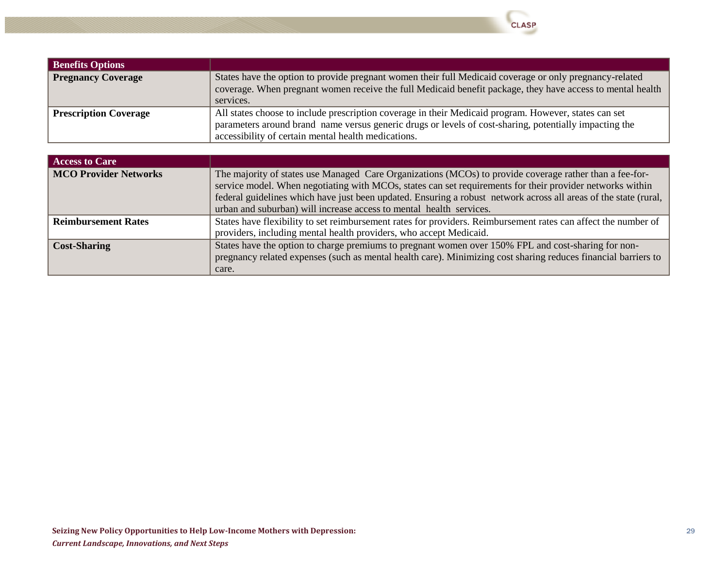| Benefits Options | |
|---|---|
| **Pregnancy Coverage** | States have the option to provide pregnant women their full Medicaid coverage or only pregnancy-related coverage. When pregnant women receive the full Medicaid benefit package, they have access to mental health services. |
| **Prescription Coverage** | All states choose to include prescription coverage in their Medicaid program. However, states can set parameters around brand name versus generic drugs or levels of cost-sharing, potentially impacting the accessibility of certain mental health medications. |

| Access to Care | |
|---|---|
| **MCO Provider Networks** | The majority of states use Managed Care Organizations (MCOs) to provide coverage rather than a fee-for-service model. When negotiating with MCOs, states can set requirements for their provider networks within federal guidelines which have just been updated. Ensuring a robust network across all areas of the state (rural, urban and suburban) will increase access to mental health services. |
| **Reimbursement Rates** | States have flexibility to set reimbursement rates for providers. Reimbursement rates can affect the number of providers, including mental health providers, who accept Medicaid. |
| **Cost-Sharing** | States have the option to charge premiums to pregnant women over 150% FPL and cost-sharing for non-pregnancy related expenses (such as mental health care). Minimizing cost sharing reduces financial barriers to care. |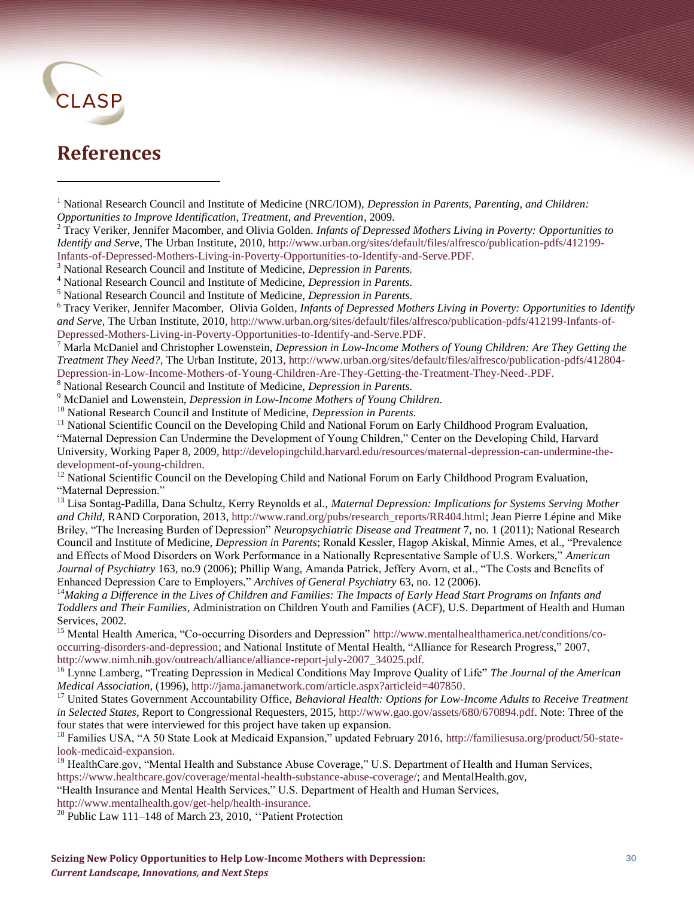## References

[1] National Research Council and Institute of Medicine (NRC/IOM), *Depression in Parents, Parenting, and Children: Opportunities to Improve Identification, Treatment, and Prevention*, 2009.

[2] Tracy Veriker, Jennifer Macomber, and Olivia Golden. *Infants of Depressed Mothers Living in Poverty: Opportunities to Identify and Serve*, The Urban Institute, 2010, http://www.urban.org/sites/default/files/alfresco/publication-pdfs/412199-Infants-of-Depressed-Mothers-Living-in-Poverty-Opportunities-to-Identify-and-Serve.PDF.

[3] National Research Council and Institute of Medicine, *Depression in Parents.*

[4] National Research Council and Institute of Medicine, *Depression in Parents.*

[5] National Research Council and Institute of Medicine, *Depression in Parents.*

[6] Tracy Veriker, Jennifer Macomber, Olivia Golden, *Infants of Depressed Mothers Living in Poverty: Opportunities to Identify and Serve*, The Urban Institute, 2010, http://www.urban.org/sites/default/files/alfresco/publication-pdfs/412199-Infants-of-Depressed-Mothers-Living-in-Poverty-Opportunities-to-Identify-and-Serve.PDF.

[7] Marla McDaniel and Christopher Lowenstein, *Depression in Low-Income Mothers of Young Children: Are They Getting the Treatment They Need?*, The Urban Institute, 2013, http://www.urban.org/sites/default/files/alfresco/publication-pdfs/412804-Depression-in-Low-Income-Mothers-of-Young-Children-Are-They-Getting-the-Treatment-They-Need-.PDF.

[8] National Research Council and Institute of Medicine, *Depression in Parents.*

[9] McDaniel and Lowenstein, *Depression in Low-Income Mothers of Young Children.*

[10] National Research Council and Institute of Medicine, *Depression in Parents.*

[11] National Scientific Council on the Developing Child and National Forum on Early Childhood Program Evaluation, "Maternal Depression Can Undermine the Development of Young Children," Center on the Developing Child, Harvard University, Working Paper 8, 2009, http://developingchild.harvard.edu/resources/maternal-depression-can-undermine-the-development-of-young-children.

[12] National Scientific Council on the Developing Child and National Forum on Early Childhood Program Evaluation, "Maternal Depression."

[13] Lisa Sontag-Padilla, Dana Schultz, Kerry Reynolds et al., *Maternal Depression: Implications for Systems Serving Mother and Child*, RAND Corporation, 2013, http://www.rand.org/pubs/research_reports/RR404.html; Jean Pierre Lépine and Mike Briley, "The Increasing Burden of Depression" *Neuropsychiatric Disease and Treatment* 7, no. 1 (2011); National Research Council and Institute of Medicine, *Depression in Parents*; Ronald Kessler, Hagop Akiskal, Minnie Ames, et al., "Prevalence and Effects of Mood Disorders on Work Performance in a Nationally Representative Sample of U.S. Workers," *American Journal of Psychiatry* 163, no.9 (2006); Phillip Wang, Amanda Patrick, Jeffery Avorn, et al., "The Costs and Benefits of Enhanced Depression Care to Employers," *Archives of General Psychiatry* 63, no. 12 (2006).

[14] *Making a Difference in the Lives of Children and Families: The Impacts of Early Head Start Programs on Infants and Toddlers and Their Families*, Administration on Children Youth and Families (ACF), U.S. Department of Health and Human Services, 2002.

[15] Mental Health America, "Co-occurring Disorders and Depression" http://www.mentalhealthamerica.net/conditions/co-occurring-disorders-and-depression; and National Institute of Mental Health, "Alliance for Research Progress," 2007, http://www.nimh.nih.gov/outreach/alliance/alliance-report-july-2007_34025.pdf.

[16] Lynne Lamberg, "Treating Depression in Medical Conditions May Improve Quality of Life" *The Journal of the American Medical Association*, (1996), http://jama.jamanetwork.com/article.aspx?articleid=407850.

[17] United States Government Accountability Office, *Behavioral Health: Options for Low-Income Adults to Receive Treatment in Selected States*, Report to Congressional Requesters, 2015, http://www.gao.gov/assets/680/670894.pdf. Note: Three of the four states that were interviewed for this project have taken up expansion.

[18] Families USA, "A 50 State Look at Medicaid Expansion," updated February 2016, http://familiesusa.org/product/50-state-look-medicaid-expansion.

[19] HealthCare.gov, "Mental Health and Substance Abuse Coverage," U.S. Department of Health and Human Services, https://www.healthcare.gov/coverage/mental-health-substance-abuse-coverage/; and MentalHealth.gov, "Health Insurance and Mental Health Services," U.S. Department of Health and Human Services, http://www.mentalhealth.gov/get-help/health-insurance.

[20] Public Law 111–148 of March 23, 2010, ''Patient Protection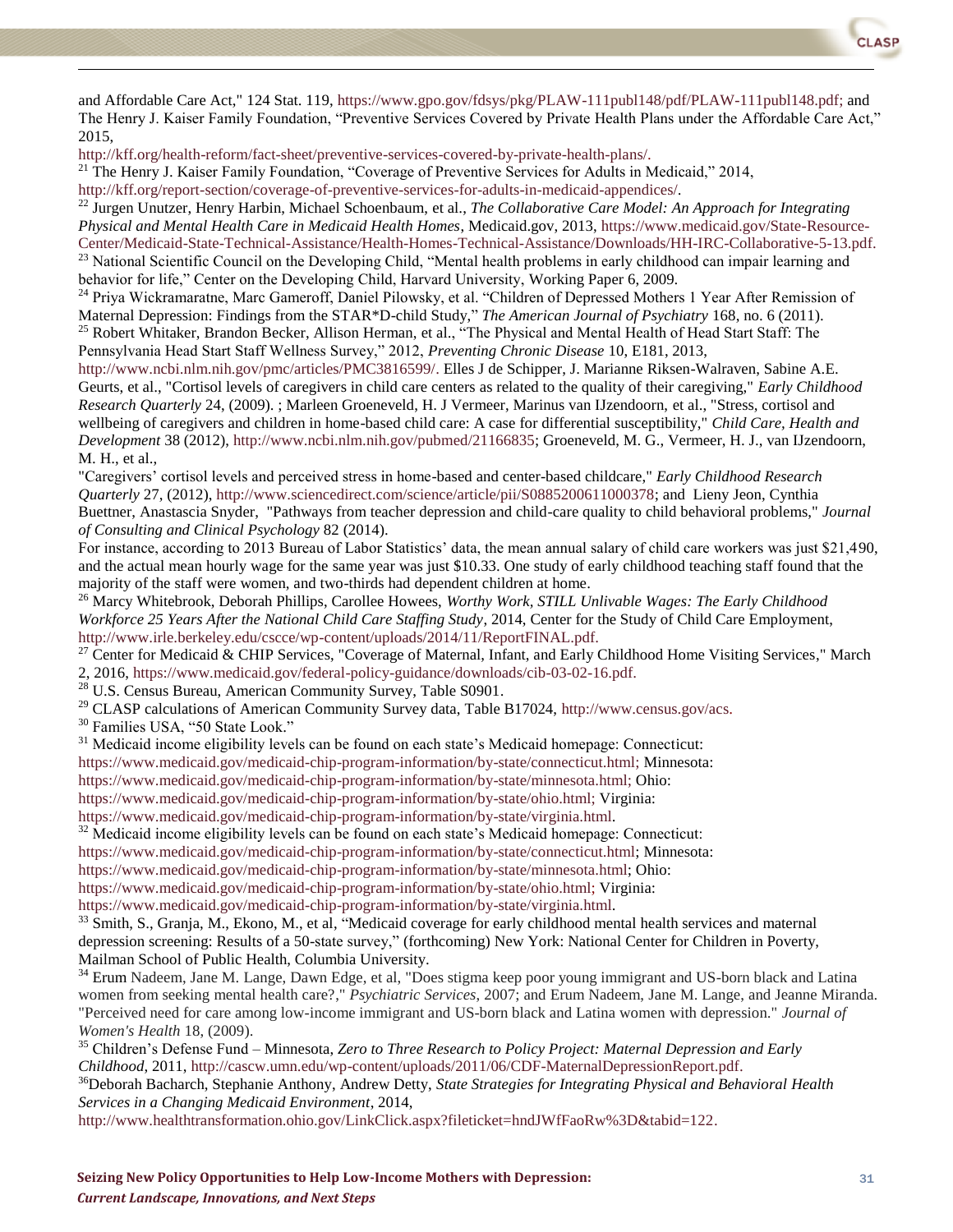and Affordable Care Act," 124 Stat. 119, https://www.gpo.gov/fdsys/pkg/PLAW-111publ148/pdf/PLAW-111publ148.pdf; and The Henry J. Kaiser Family Foundation, "Preventive Services Covered by Private Health Plans under the Affordable Care Act," 2015, http://kff.org/health-reform/fact-sheet/preventive-services-covered-by-private-health-plans/.

[21] The Henry J. Kaiser Family Foundation, "Coverage of Preventive Services for Adults in Medicaid," 2014, http://kff.org/report-section/coverage-of-preventive-services-for-adults-in-medicaid-appendices/.

[22] Jurgen Unutzer, Henry Harbin, Michael Schoenbaum, et al., *The Collaborative Care Model: An Approach for Integrating Physical and Mental Health Care in Medicaid Health Homes*, Medicaid.gov, 2013, https://www.medicaid.gov/State-Resource-Center/Medicaid-State-Technical-Assistance/Health-Homes-Technical-Assistance/Downloads/HH-IRC-Collaborative-5-13.pdf.

[23] National Scientific Council on the Developing Child, "Mental health problems in early childhood can impair learning and behavior for life," Center on the Developing Child, Harvard University, Working Paper 6, 2009.

[24] Priya Wickramaratne, Marc Gameroff, Daniel Pilowsky, et al. "Children of Depressed Mothers 1 Year After Remission of Maternal Depression: Findings from the STAR*D-child Study," *The American Journal of Psychiatry* 168, no. 6 (2011).

[25] Robert Whitaker, Brandon Becker, Allison Herman, et al., "The Physical and Mental Health of Head Start Staff: The Pennsylvania Head Start Staff Wellness Survey," 2012, *Preventing Chronic Disease* 10, E181, 2013, http://www.ncbi.nlm.nih.gov/pmc/articles/PMC3816599/. Elles J de Schipper, J. Marianne Riksen-Walraven, Sabine A.E. Geurts, et al., "Cortisol levels of caregivers in child care centers as related to the quality of their caregiving," *Early Childhood Research Quarterly* 24, (2009). ; Marleen Groeneveld, H. J Vermeer, Marinus van IJzendoorn, et al., "Stress, cortisol and wellbeing of caregivers and children in home-based child care: A case for differential susceptibility," *Child Care, Health and Development* 38 (2012), http://www.ncbi.nlm.nih.gov/pubmed/21166835; Groeneveld, M. G., Vermeer, H. J., van IJzendoorn, M. H., et al., "Caregivers' cortisol levels and perceived stress in home-based and center-based childcare," *Early Childhood Research Quarterly* 27, (2012), http://www.sciencedirect.com/science/article/pii/S0885200611000378; and Lieny Jeon, Cynthia Buettner, Anastascia Snyder, "Pathways from teacher depression and child-care quality to child behavioral problems," *Journal of Consulting and Clinical Psychology* 82 (2014).

For instance, according to 2013 Bureau of Labor Statistics' data, the mean annual salary of child care workers was just $21,490, and the actual mean hourly wage for the same year was just $10.33. One study of early childhood teaching staff found that the majority of the staff were women, and two-thirds had dependent children at home.

[26] Marcy Whitebrook, Deborah Phillips, Carollee Howees, *Worthy Work, STILL Unlivable Wages: The Early Childhood Workforce 25 Years After the National Child Care Staffing Study*, 2014, Center for the Study of Child Care Employment, http://www.irle.berkeley.edu/cscce/wp-content/uploads/2014/11/ReportFINAL.pdf.

[27] Center for Medicaid & CHIP Services, "Coverage of Maternal, Infant, and Early Childhood Home Visiting Services," March 2, 2016, https://www.medicaid.gov/federal-policy-guidance/downloads/cib-03-02-16.pdf.

[28] U.S. Census Bureau, American Community Survey, Table S0901.

[29] CLASP calculations of American Community Survey data, Table B17024, http://www.census.gov/acs.

[30] Families USA, "50 State Look."

[31] Medicaid income eligibility levels can be found on each state's Medicaid homepage: Connecticut: https://www.medicaid.gov/medicaid-chip-program-information/by-state/connecticut.html; Minnesota: https://www.medicaid.gov/medicaid-chip-program-information/by-state/minnesota.html; Ohio: https://www.medicaid.gov/medicaid-chip-program-information/by-state/ohio.html; Virginia: https://www.medicaid.gov/medicaid-chip-program-information/by-state/virginia.html.

[32] Medicaid income eligibility levels can be found on each state's Medicaid homepage: Connecticut: https://www.medicaid.gov/medicaid-chip-program-information/by-state/connecticut.html; Minnesota: https://www.medicaid.gov/medicaid-chip-program-information/by-state/minnesota.html; Ohio: https://www.medicaid.gov/medicaid-chip-program-information/by-state/ohio.html; Virginia: https://www.medicaid.gov/medicaid-chip-program-information/by-state/virginia.html.

[33] Smith, S., Granja, M., Ekono, M., et al, "Medicaid coverage for early childhood mental health services and maternal depression screening: Results of a 50-state survey," (forthcoming) New York: National Center for Children in Poverty, Mailman School of Public Health, Columbia University.

[34] Erum Nadeem, Jane M. Lange, Dawn Edge, et al, "Does stigma keep poor young immigrant and US-born black and Latina women from seeking mental health care?," *Psychiatric Services*, 2007; and Erum Nadeem, Jane M. Lange, and Jeanne Miranda. "Perceived need for care among low-income immigrant and US-born black and Latina women with depression." *Journal of Women's Health* 18, (2009).

[35] Children's Defense Fund – Minnesota, *Zero to Three Research to Policy Project: Maternal Depression and Early Childhood*, 2011, http://cascw.umn.edu/wp-content/uploads/2011/06/CDF-MaternalDepressionReport.pdf.

[36] Deborah Bacharch, Stephanie Anthony, Andrew Detty, *State Strategies for Integrating Physical and Behavioral Health Services in a Changing Medicaid Environment*, 2014, http://www.healthtransformation.ohio.gov/LinkClick.aspx?fileticket=hndJWfFaoRw%3D&tabid=122.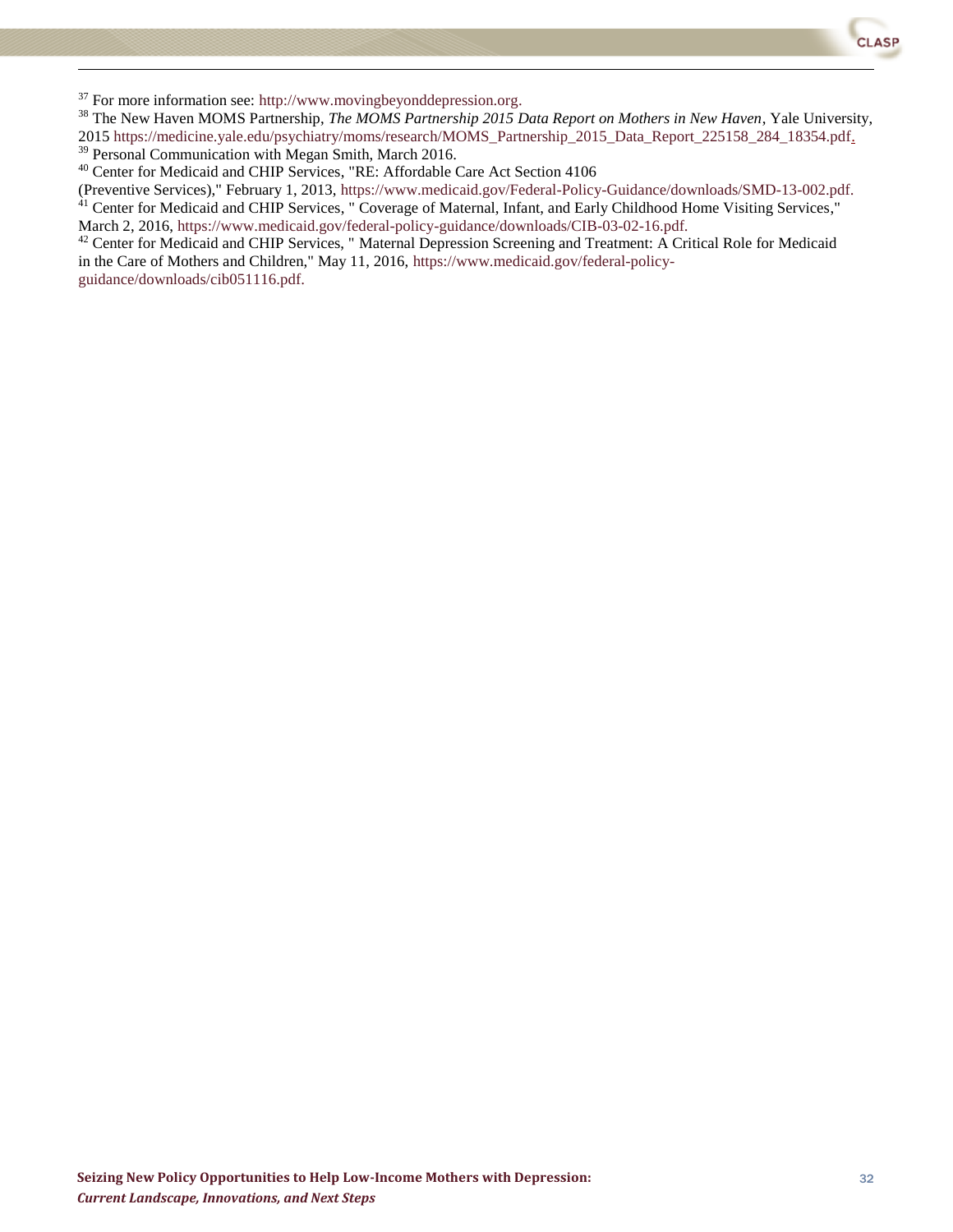[37] For more information see: http://www.movingbeyonddepression.org.

[38] The New Haven MOMS Partnership, *The MOMS Partnership 2015 Data Report on Mothers in New Haven*, Yale University, 2015 https://medicine.yale.edu/psychiatry/moms/research/MOMS_Partnership_2015_Data_Report_225158_284_18354.pdf.

[39] Personal Communication with Megan Smith, March 2016.

[40] Center for Medicaid and CHIP Services, "RE: Affordable Care Act Section 4106 (Preventive Services)," February 1, 2013, https://www.medicaid.gov/Federal-Policy-Guidance/downloads/SMD-13-002.pdf.

[41] Center for Medicaid and CHIP Services, " Coverage of Maternal, Infant, and Early Childhood Home Visiting Services," March 2, 2016, https://www.medicaid.gov/federal-policy-guidance/downloads/CIB-03-02-16.pdf.

[42] Center for Medicaid and CHIP Services, " Maternal Depression Screening and Treatment: A Critical Role for Medicaid in the Care of Mothers and Children," May 11, 2016, https://www.medicaid.gov/federal-policy-guidance/downloads/cib051116.pdf.